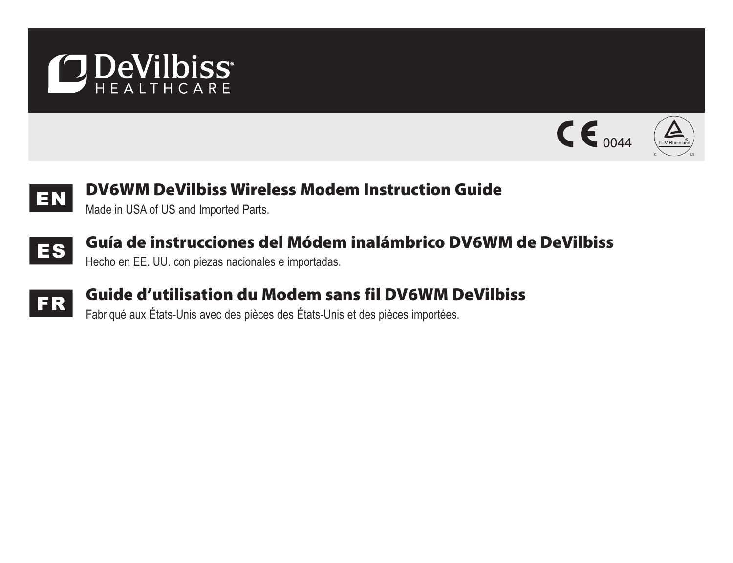DeVilbiss HEALTHCARE

CE 0044

TÜV Rheinland C US

## EN DV6WM DeVilbiss Wireless Modem Instruction Guide

Made in USA of US and Imported Parts.

## ES Guía de instrucciones del Módem inalámbrico DV6WM de DeVilbiss

Hecho en EE. UU. con piezas nacionales e importadas.

## FR Guide d'utilisation du Modem sans fil DV6WM DeVilbiss

Fabriqué aux États-Unis avec des pièces des États-Unis et des pièces importées.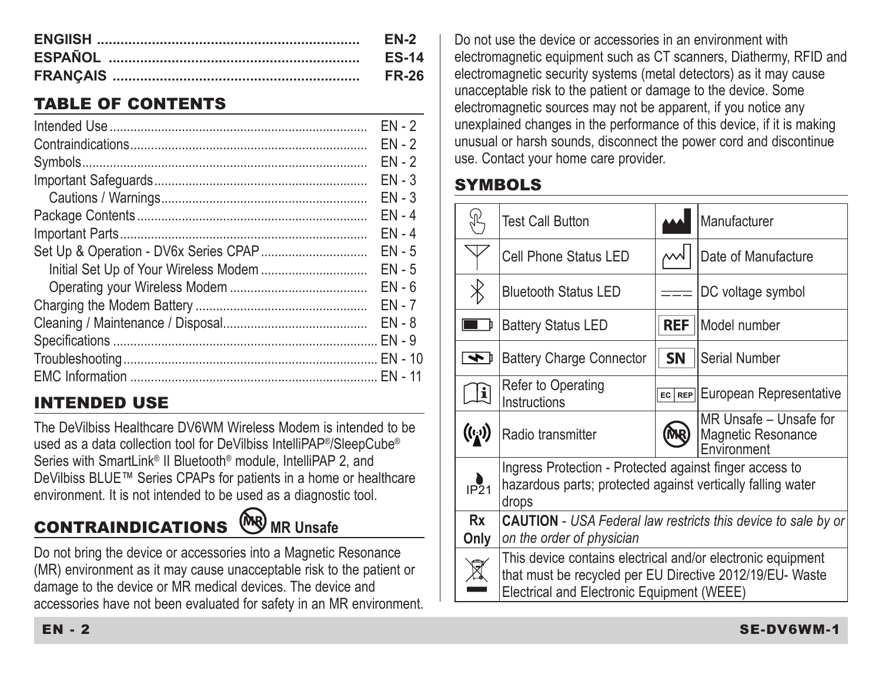| | |
|---|---|
| **ENGIISH** ........................................................ | **EN-2** |
| **ESPAÑOL** ........................................................ | **ES-14** |
| **FRANÇAIS** ........................................................ | **FR-26** |

## TABLE OF CONTENTS

| | |
|---|---|
| Intended Use ........................................................ | EN - 2 |
| Contraindications ........................................................ | EN - 2 |
| Symbols ........................................................ | EN - 2 |
| Important Safeguards ........................................................ | EN - 3 |
| Cautions / Warnings ........................................................ | EN - 3 |
| Package Contents ........................................................ | EN - 4 |
| Important Parts ........................................................ | EN - 4 |
| Set Up & Operation - DV6x Series CPAP ........................................................ | EN - 5 |
| Initial Set Up of Your Wireless Modem ........................................................ | EN - 5 |
| Operating your Wireless Modem ........................................................ | EN - 6 |
| Charging the Modem Battery ........................................................ | EN - 7 |
| Cleaning / Maintenance / Disposal ........................................................ | EN - 8 |
| Specifications ........................................................ | EN - 9 |
| Troubleshooting ........................................................ | EN - 10 |
| EMC Information ........................................................ | EN - 11 |

## INTENDED USE

The DeVilbiss Healthcare DV6WM Wireless Modem is intended to be used as a data collection tool for DeVilbiss IntelliPAP®/SleepCube® Series with SmartLink® II Bluetooth® module, IntelliPAP 2, and DeVilbiss BLUE™ Series CPAPs for patients in a home or healthcare environment. It is not intended to be used as a diagnostic tool.

## CONTRAINDICATIONS MR Unsafe

Do not bring the device or accessories into a Magnetic Resonance (MR) environment as it may cause unacceptable risk to the patient or damage to the device or MR medical devices. The device and accessories have not been evaluated for safety in an MR environment.

Do not use the device or accessories in an environment with electromagnetic equipment such as CT scanners, Diathermy, RFID and electromagnetic security systems (metal detectors) as it may cause unacceptable risk to the patient or damage to the device. Some electromagnetic sources may not be apparent, if you notice any unexplained changes in the performance of this device, if it is making unusual or harsh sounds, disconnect the power cord and discontinue use. Contact your home care provider.

## SYMBOLS

| Symbol | Description | Symbol | Description |
|---|---|---|---|
| | Test Call Button | | Manufacturer |
| | Cell Phone Status LED | | Date of Manufacture |
| | Bluetooth Status LED | | DC voltage symbol |
| | Battery Status LED | REF | Model number |
| | Battery Charge Connector | SN | Serial Number |
| | Refer to Operating Instructions | EC REP | European Representative |
| | Radio transmitter | MR | MR Unsafe – Unsafe for Magnetic Resonance Environment |
| IP21 | Ingress Protection - Protected against finger access to hazardous parts; protected against vertically falling water drops | | |
| Rx Only | **CAUTION** - *USA Federal law restricts this device to sale by or on the order of physician* | | |
| | This device contains electrical and/or electronic equipment that must be recycled per EU Directive 2012/19/EU- Waste Electrical and Electronic Equipment (WEEE) | | |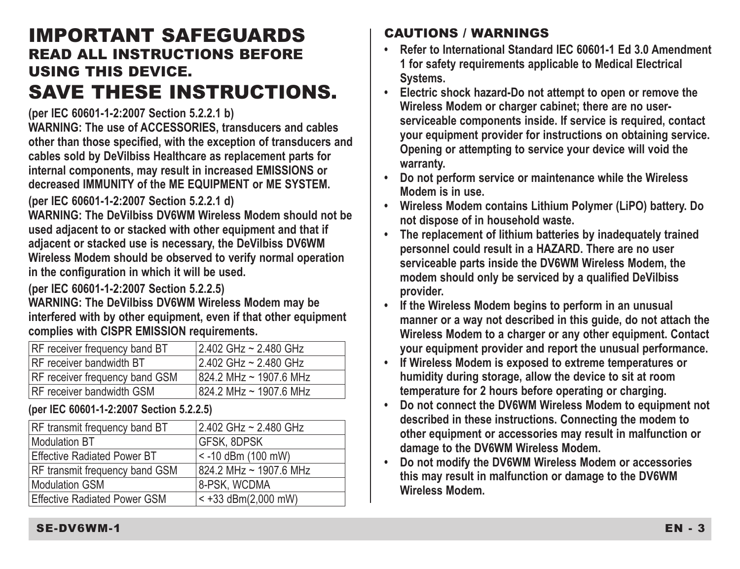# IMPORTANT SAFEGUARDS

## READ ALL INSTRUCTIONS BEFORE USING THIS DEVICE.

# SAVE THESE INSTRUCTIONS.

**(per IEC 60601-1-2:2007 Section 5.2.2.1 b)**
**WARNING: The use of ACCESSORIES, transducers and cables other than those specified, with the exception of transducers and cables sold by DeVilbiss Healthcare as replacement parts for internal components, may result in increased EMISSIONS or decreased IMMUNITY of the ME EQUIPMENT or ME SYSTEM.**

**(per IEC 60601-1-2:2007 Section 5.2.2.1 d)**
**WARNING: The DeVilbiss DV6WM Wireless Modem should not be used adjacent to or stacked with other equipment and that if adjacent or stacked use is necessary, the DeVilbiss DV6WM Wireless Modem should be observed to verify normal operation in the configuration in which it will be used.**

**(per IEC 60601-1-2:2007 Section 5.2.2.5)**
**WARNING: The DeVilbiss DV6WM Wireless Modem may be interfered with by other equipment, even if that other equipment complies with CISPR EMISSION requirements.**

| | |
|---|---|
| RF receiver frequency band BT | 2.402 GHz ~ 2.480 GHz |
| RF receiver bandwidth BT | 2.402 GHz ~ 2.480 GHz |
| RF receiver frequency band GSM | 824.2 MHz ~ 1907.6 MHz |
| RF receiver bandwidth GSM | 824.2 MHz ~ 1907.6 MHz |

**(per IEC 60601-1-2:2007 Section 5.2.2.5)**

| | |
|---|---|
| RF transmit frequency band BT | 2.402 GHz ~ 2.480 GHz |
| Modulation BT | GFSK, 8DPSK |
| Effective Radiated Power BT | < -10 dBm (100 mW) |
| RF transmit frequency band GSM | 824.2 MHz ~ 1907.6 MHz |
| Modulation GSM | 8-PSK, WCDMA |
| Effective Radiated Power GSM | < +33 dBm(2,000 mW) |

### CAUTIONS / WARNINGS

- **Refer to International Standard IEC 60601-1 Ed 3.0 Amendment 1 for safety requirements applicable to Medical Electrical Systems.**
- **Electric shock hazard-Do not attempt to open or remove the Wireless Modem or charger cabinet; there are no user-serviceable components inside. If service is required, contact your equipment provider for instructions on obtaining service. Opening or attempting to service your device will void the warranty.**
- **Do not perform service or maintenance while the Wireless Modem is in use.**
- **Wireless Modem contains Lithium Polymer (LiPO) battery. Do not dispose of in household waste.**
- **The replacement of lithium batteries by inadequately trained personnel could result in a HAZARD. There are no user serviceable parts inside the DV6WM Wireless Modem, the modem should only be serviced by a qualified DeVilbiss provider.**
- **If the Wireless Modem begins to perform in an unusual manner or a way not described in this guide, do not attach the Wireless Modem to a charger or any other equipment. Contact your equipment provider and report the unusual performance.**
- **If Wireless Modem is exposed to extreme temperatures or humidity during storage, allow the device to sit at room temperature for 2 hours before operating or charging.**
- **Do not connect the DV6WM Wireless Modem to equipment not described in these instructions. Connecting the modem to other equipment or accessories may result in malfunction or damage to the DV6WM Wireless Modem.**
- **Do not modify the DV6WM Wireless Modem or accessories this may result in malfunction or damage to the DV6WM Wireless Modem.**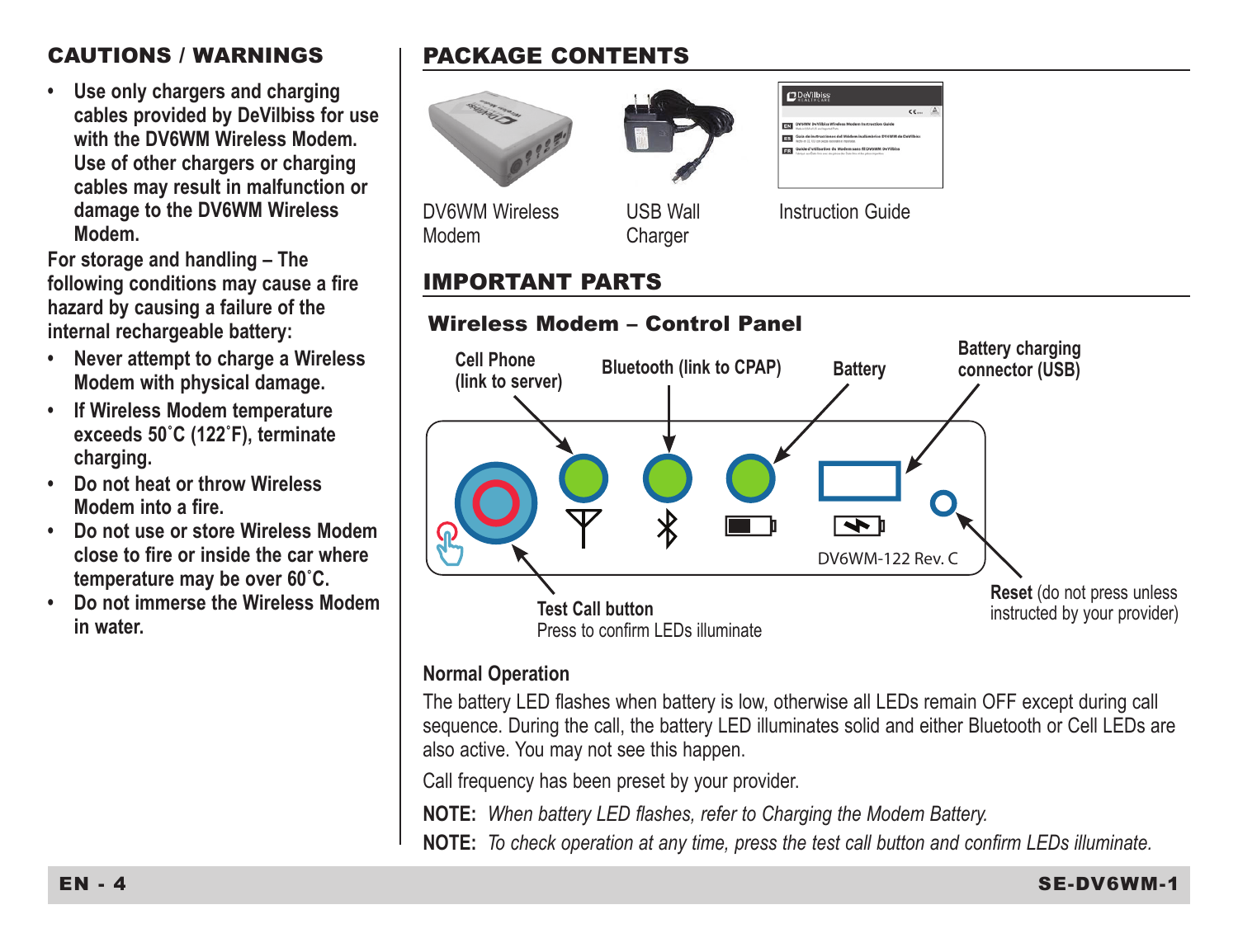## CAUTIONS / WARNINGS

- **Use only chargers and charging cables provided by DeVilbiss for use with the DV6WM Wireless Modem. Use of other chargers or charging cables may result in malfunction or damage to the DV6WM Wireless Modem.**

**For storage and handling – The following conditions may cause a fire hazard by causing a failure of the internal rechargeable battery:**

- **Never attempt to charge a Wireless Modem with physical damage.**
- **If Wireless Modem temperature exceeds 50˚C (122˚F), terminate charging.**
- **Do not heat or throw Wireless Modem into a fire.**
- **Do not use or store Wireless Modem close to fire or inside the car where temperature may be over 60˚C.**
- **Do not immerse the Wireless Modem in water.**

## PACKAGE CONTENTS

DV6WM Wireless Modem

USB Wall Charger

Instruction Guide

## IMPORTANT PARTS

### Wireless Modem – Control Panel

**Cell Phone (link to server)**

**Bluetooth (link to CPAP)**

**Battery**

**Battery charging connector (USB)**

DV6WM-122 Rev. C

**Test Call button**
Press to confirm LEDs illuminate

**Reset** (do not press unless instructed by your provider)

**Normal Operation**

The battery LED flashes when battery is low, otherwise all LEDs remain OFF except during call sequence. During the call, the battery LED illuminates solid and either Bluetooth or Cell LEDs are also active. You may not see this happen.

Call frequency has been preset by your provider.

**NOTE:** *When battery LED flashes, refer to Charging the Modem Battery.*

**NOTE:** *To check operation at any time, press the test call button and confirm LEDs illuminate.*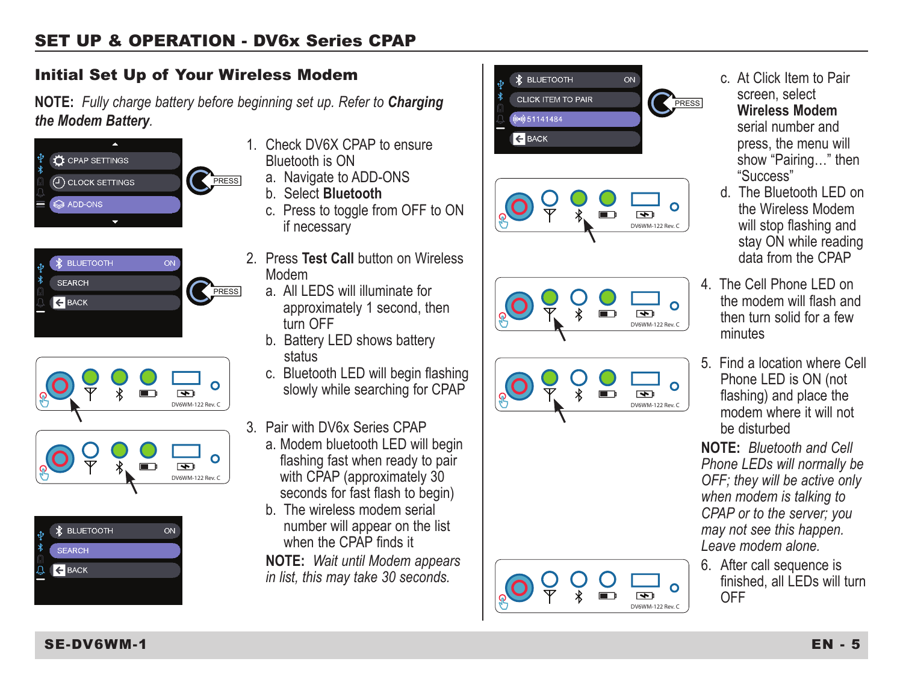## SET UP & OPERATION - DV6x Series CPAP

### Initial Set Up of Your Wireless Modem

**NOTE:** *Fully charge battery before beginning set up. Refer to* ***Charging the Modem Battery****.*

1. Check DV6X CPAP to ensure Bluetooth is ON
   a. Navigate to ADD-ONS
   b. Select **Bluetooth**
   c. Press to toggle from OFF to ON if necessary
2. Press **Test Call** button on Wireless Modem
   a. All LEDS will illuminate for approximately 1 second, then turn OFF
   b. Battery LED shows battery status
   c. Bluetooth LED will begin flashing slowly while searching for CPAP
3. Pair with DV6x Series CPAP
   a. Modem bluetooth LED will begin flashing fast when ready to pair with CPAP (approximately 30 seconds for fast flash to begin)
   b. The wireless modem serial number will appear on the list when the CPAP finds it

   **NOTE:** *Wait until Modem appears in list, this may take 30 seconds.*

   c. At Click Item to Pair screen, select **Wireless Modem** serial number and press, the menu will show "Pairing…" then "Success"
   d. The Bluetooth LED on the Wireless Modem will stop flashing and stay ON while reading data from the CPAP
4. The Cell Phone LED on the modem will flash and then turn solid for a few minutes
5. Find a location where Cell Phone LED is ON (not flashing) and place the modem where it will not be disturbed

   **NOTE:** *Bluetooth and Cell Phone LEDs will normally be OFF; they will be active only when modem is talking to CPAP or to the server; you may not see this happen. Leave modem alone.*
6. After call sequence is finished, all LEDs will turn OFF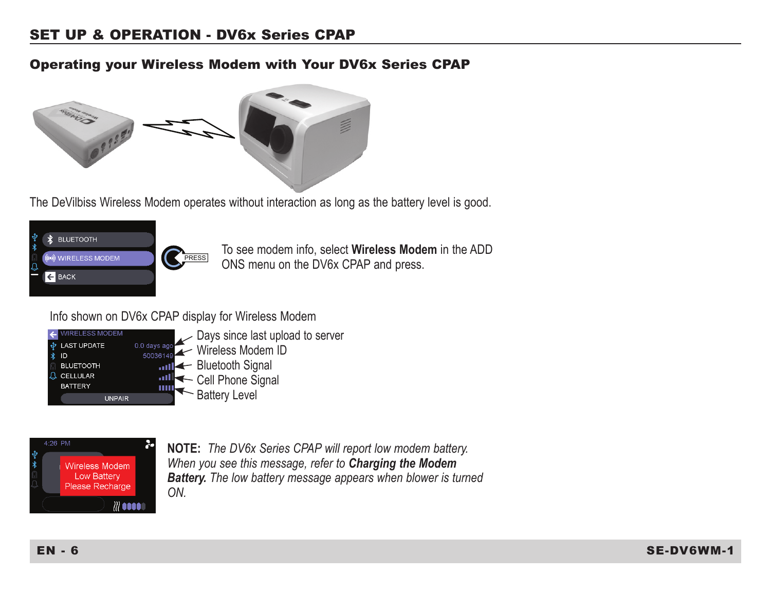## SET UP & OPERATION - DV6x Series CPAP

### Operating your Wireless Modem with Your DV6x Series CPAP

The DeVilbiss Wireless Modem operates without interaction as long as the battery level is good.

To see modem info, select **Wireless Modem** in the ADD ONS menu on the DV6x CPAP and press.

Info shown on DV6x CPAP display for Wireless Modem

- Days since last upload to server
- Wireless Modem ID
- Bluetooth Signal
- Cell Phone Signal
- Battery Level

**NOTE:** *The DV6x Series CPAP will report low modem battery. When you see this message, refer to* ***Charging the Modem Battery.*** *The low battery message appears when blower is turned ON.*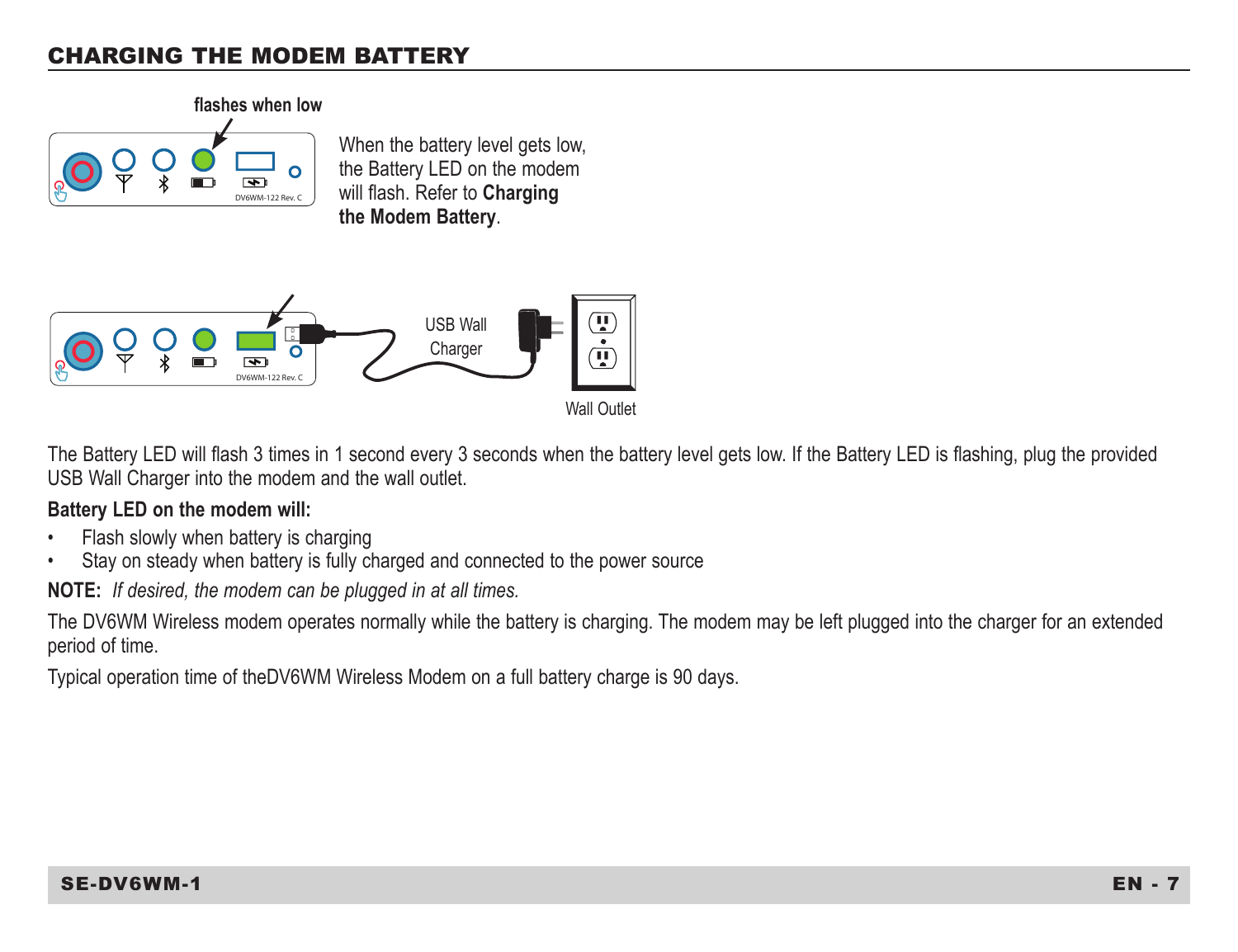## CHARGING THE MODEM BATTERY

flashes when low

When the battery level gets low, the Battery LED on the modem will flash. Refer to **Charging the Modem Battery**.

USB Wall Charger

Wall Outlet

The Battery LED will flash 3 times in 1 second every 3 seconds when the battery level gets low. If the Battery LED is flashing, plug the provided USB Wall Charger into the modem and the wall outlet.

**Battery LED on the modem will:**

- Flash slowly when battery is charging
- Stay on steady when battery is fully charged and connected to the power source

**NOTE:** *If desired, the modem can be plugged in at all times.*

The DV6WM Wireless modem operates normally while the battery is charging. The modem may be left plugged into the charger for an extended period of time.

Typical operation time of theDV6WM Wireless Modem on a full battery charge is 90 days.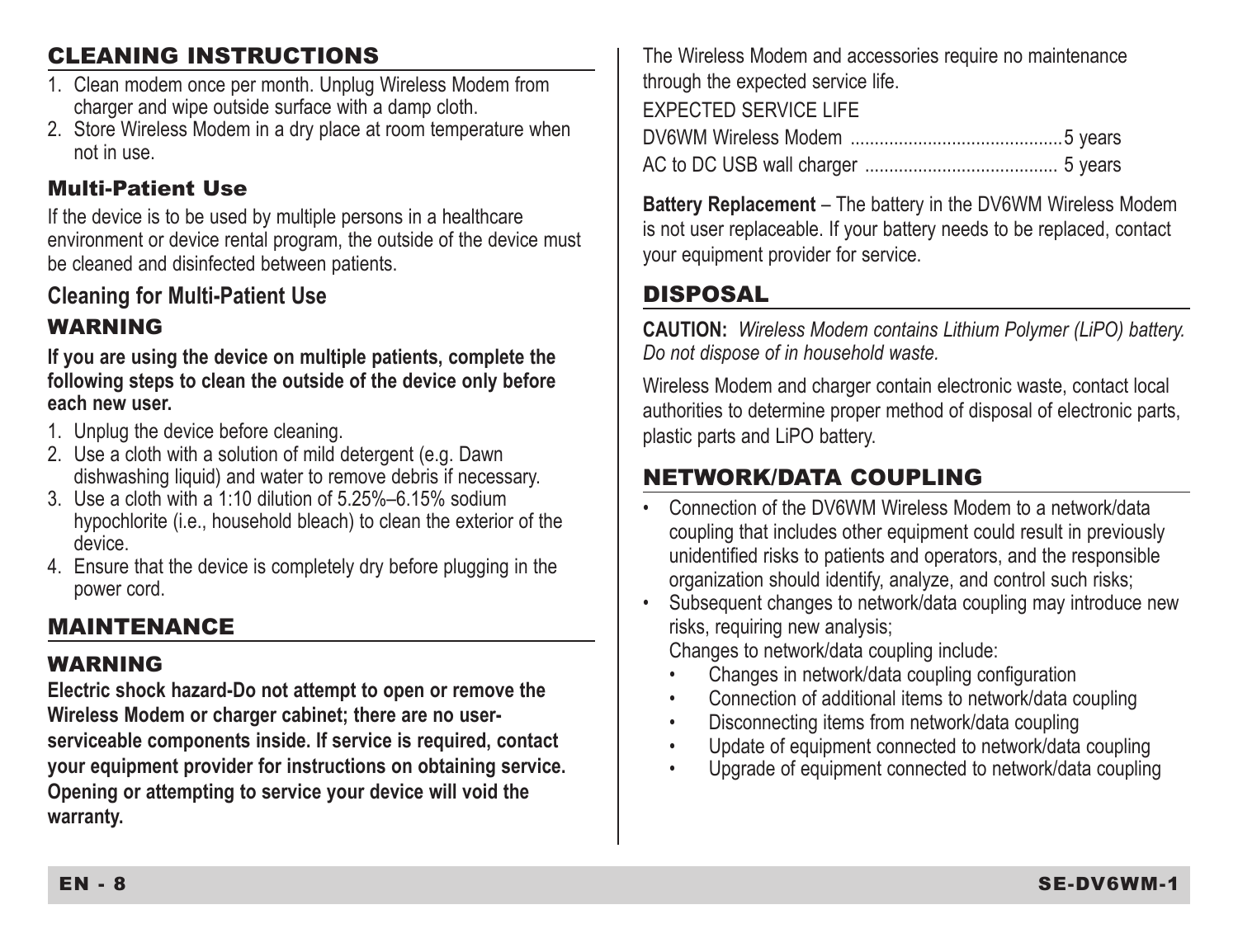## CLEANING INSTRUCTIONS

1. Clean modem once per month. Unplug Wireless Modem from charger and wipe outside surface with a damp cloth.
2. Store Wireless Modem in a dry place at room temperature when not in use.

### Multi-Patient Use

If the device is to be used by multiple persons in a healthcare environment or device rental program, the outside of the device must be cleaned and disinfected between patients.

### Cleaning for Multi-Patient Use

### WARNING

**If you are using the device on multiple patients, complete the following steps to clean the outside of the device only before each new user.**

1. Unplug the device before cleaning.
2. Use a cloth with a solution of mild detergent (e.g. Dawn dishwashing liquid) and water to remove debris if necessary.
3. Use a cloth with a 1:10 dilution of 5.25%–6.15% sodium hypochlorite (i.e., household bleach) to clean the exterior of the device.
4. Ensure that the device is completely dry before plugging in the power cord.

## MAINTENANCE

### WARNING

**Electric shock hazard-Do not attempt to open or remove the Wireless Modem or charger cabinet; there are no user-serviceable components inside. If service is required, contact your equipment provider for instructions on obtaining service. Opening or attempting to service your device will void the warranty.**

The Wireless Modem and accessories require no maintenance through the expected service life.

EXPECTED SERVICE LIFE

DV6WM Wireless Modem ............................................5 years

AC to DC USB wall charger ....................................... 5 years

**Battery Replacement** – The battery in the DV6WM Wireless Modem is not user replaceable. If your battery needs to be replaced, contact your equipment provider for service.

## DISPOSAL

**CAUTION:** *Wireless Modem contains Lithium Polymer (LiPO) battery. Do not dispose of in household waste.*

Wireless Modem and charger contain electronic waste, contact local authorities to determine proper method of disposal of electronic parts, plastic parts and LiPO battery.

## NETWORK/DATA COUPLING

- Connection of the DV6WM Wireless Modem to a network/data coupling that includes other equipment could result in previously unidentified risks to patients and operators, and the responsible organization should identify, analyze, and control such risks;
- Subsequent changes to network/data coupling may introduce new risks, requiring new analysis;

  Changes to network/data coupling include:
  - Changes in network/data coupling configuration
  - Connection of additional items to network/data coupling
  - Disconnecting items from network/data coupling
  - Update of equipment connected to network/data coupling
  - Upgrade of equipment connected to network/data coupling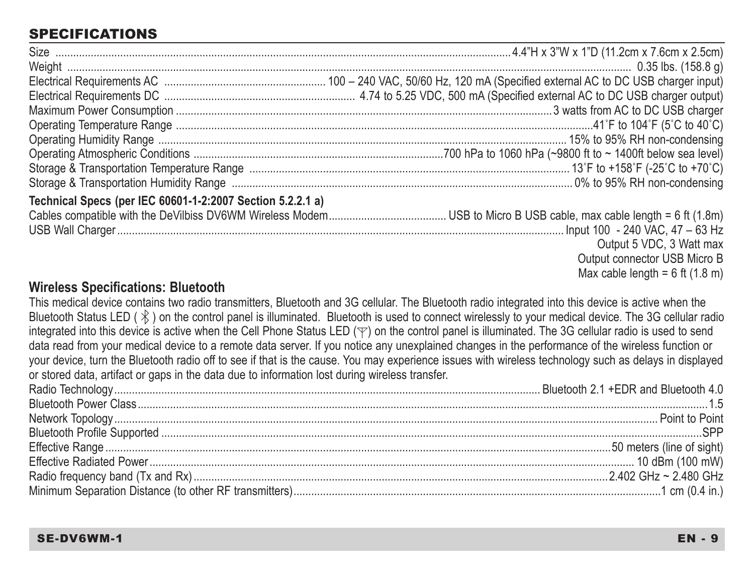## SPECIFICATIONS

| | |
|---|---|
| Size | 4.4"H x 3"W x 1"D (11.2cm x 7.6cm x 2.5cm) |
| Weight | 0.35 lbs. (158.8 g) |
| Electrical Requirements AC | 100 – 240 VAC, 50/60 Hz, 120 mA (Specified external AC to DC USB charger input) |
| Electrical Requirements DC | 4.74 to 5.25 VDC, 500 mA (Specified external AC to DC USB charger output) |
| Maximum Power Consumption | 3 watts from AC to DC USB charger |
| Operating Temperature Range | 41˚F to 104˚F (5˚C to 40˚C) |
| Operating Humidity Range | 15% to 95% RH non-condensing |
| Operating Atmospheric Conditions | 700 hPa to 1060 hPa (~9800 ft to ~ 1400ft below sea level) |
| Storage & Transportation Temperature Range | 13˚F to +158˚F (-25˚C to +70˚C) |
| Storage & Transportation Humidity Range | 0% to 95% RH non-condensing |

**Technical Specs (per IEC 60601-1-2:2007 Section 5.2.2.1 a)**

| | |
|---|---|
| Cables compatible with the DeVilbiss DV6WM Wireless Modem | USB to Micro B USB cable, max cable length = 6 ft (1.8m) |
| USB Wall Charger | Input 100 - 240 VAC, 47 – 63 Hz<br>Output 5 VDC, 3 Watt max<br>Output connector USB Micro B<br>Max cable length = 6 ft (1.8 m) |

### Wireless Specifications: Bluetooth

This medical device contains two radio transmitters, Bluetooth and 3G cellular. The Bluetooth radio integrated into this device is active when the Bluetooth Status LED ( ᛒ ) on the control panel is illuminated. Bluetooth is used to connect wirelessly to your medical device. The 3G cellular radio integrated into this device is active when the Cell Phone Status LED (Ƴ) on the control panel is illuminated. The 3G cellular radio is used to send data read from your medical device to a remote data server. If you notice any unexplained changes in the performance of the wireless function or your device, turn the Bluetooth radio off to see if that is the cause. You may experience issues with wireless technology such as delays in displayed or stored data, artifact or gaps in the data due to information lost during wireless transfer.

| | |
|---|---|
| Radio Technology | Bluetooth 2.1 +EDR and Bluetooth 4.0 |
| Bluetooth Power Class | 1.5 |
| Network Topology | Point to Point |
| Bluetooth Profile Supported | SPP |
| Effective Range | 50 meters (line of sight) |
| Effective Radiated Power | 10 dBm (100 mW) |
| Radio frequency band (Tx and Rx) | 2.402 GHz ~ 2.480 GHz |
| Minimum Separation Distance (to other RF transmitters) | 1 cm (0.4 in.) |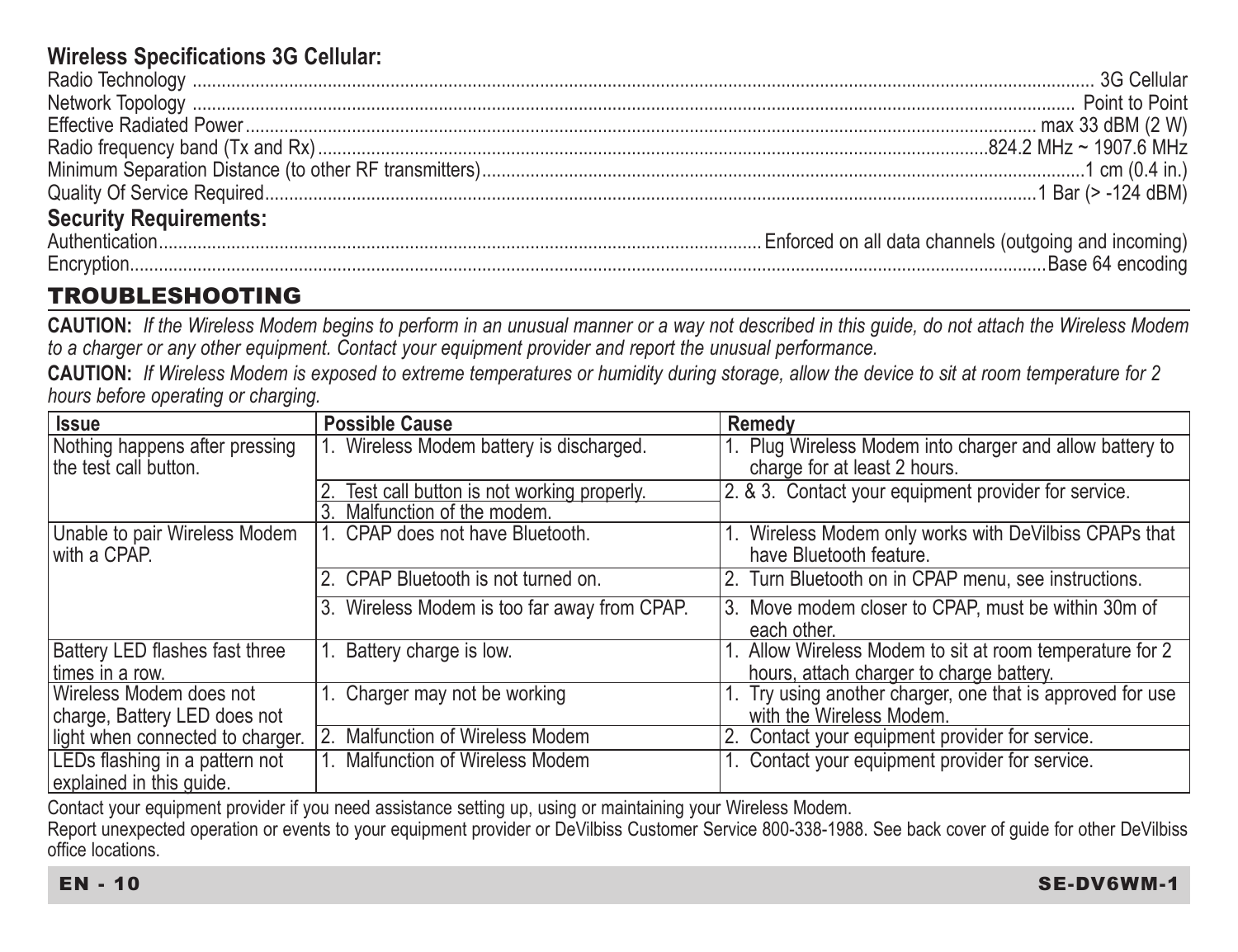**Wireless Specifications 3G Cellular:**

Radio Technology .................... 3G Cellular
Network Topology .................... Point to Point
Effective Radiated Power .................... max 33 dBM (2 W)
Radio frequency band (Tx and Rx) .................... 824.2 MHz ~ 1907.6 MHz
Minimum Separation Distance (to other RF transmitters) .................... 1 cm (0.4 in.)
Quality Of Service Required .................... 1 Bar (> -124 dBM)

**Security Requirements:**

Authentication .................... Enforced on all data channels (outgoing and incoming)
Encryption .................... Base 64 encoding

## TROUBLESHOOTING

**CAUTION:** *If the Wireless Modem begins to perform in an unusual manner or a way not described in this guide, do not attach the Wireless Modem to a charger or any other equipment. Contact your equipment provider and report the unusual performance.*

**CAUTION:** *If Wireless Modem is exposed to extreme temperatures or humidity during storage, allow the device to sit at room temperature for 2 hours before operating or charging.*

| Issue | Possible Cause | Remedy |
|---|---|---|
| Nothing happens after pressing the test call button. | 1. Wireless Modem battery is discharged. | 1. Plug Wireless Modem into charger and allow battery to charge for at least 2 hours. |
| | 2. Test call button is not working properly. | 2. & 3. Contact your equipment provider for service. |
| | 3. Malfunction of the modem. | |
| Unable to pair Wireless Modem with a CPAP. | 1. CPAP does not have Bluetooth. | 1. Wireless Modem only works with DeVilbiss CPAPs that have Bluetooth feature. |
| | 2. CPAP Bluetooth is not turned on. | 2. Turn Bluetooth on in CPAP menu, see instructions. |
| | 3. Wireless Modem is too far away from CPAP. | 3. Move modem closer to CPAP, must be within 30m of each other. |
| Battery LED flashes fast three times in a row. | 1. Battery charge is low. | 1. Allow Wireless Modem to sit at room temperature for 2 hours, attach charger to charge battery. |
| Wireless Modem does not charge, Battery LED does not light when connected to charger. | 1. Charger may not be working | 1. Try using another charger, one that is approved for use with the Wireless Modem. |
| | 2. Malfunction of Wireless Modem | 2. Contact your equipment provider for service. |
| LEDs flashing in a pattern not explained in this guide. | 1. Malfunction of Wireless Modem | 1. Contact your equipment provider for service. |

Contact your equipment provider if you need assistance setting up, using or maintaining your Wireless Modem.

Report unexpected operation or events to your equipment provider or DeVilbiss Customer Service 800-338-1988. See back cover of guide for other DeVilbiss office locations.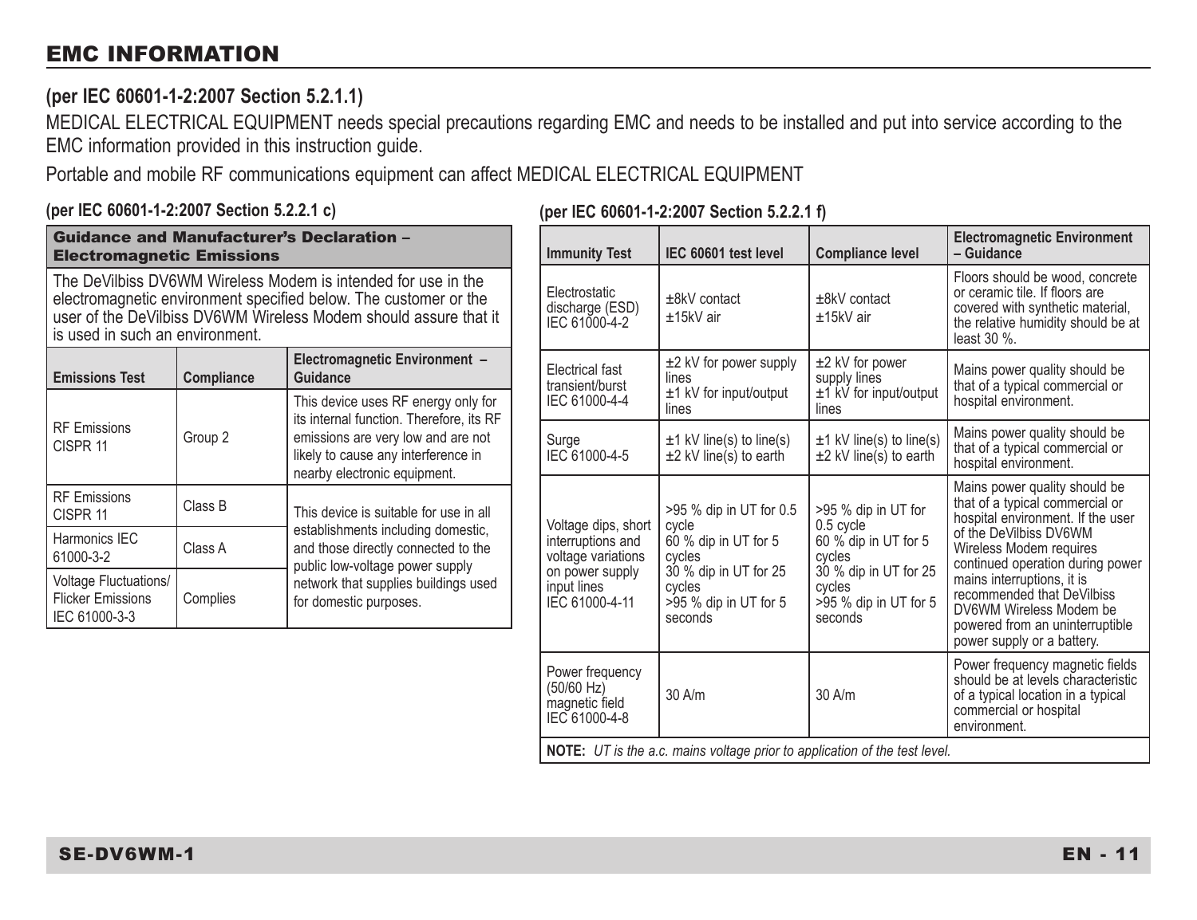# EMC INFORMATION

### (per IEC 60601-1-2:2007 Section 5.2.1.1)

MEDICAL ELECTRICAL EQUIPMENT needs special precautions regarding EMC and needs to be installed and put into service according to the EMC information provided in this instruction guide.

Portable and mobile RF communications equipment can affect MEDICAL ELECTRICAL EQUIPMENT

### (per IEC 60601-1-2:2007 Section 5.2.2.1 c)

**Guidance and Manufacturer's Declaration – Electromagnetic Emissions**

The DeVilbiss DV6WM Wireless Modem is intended for use in the electromagnetic environment specified below. The customer or the user of the DeVilbiss DV6WM Wireless Modem should assure that it is used in such an environment.

| Emissions Test | Compliance | Electromagnetic Environment – Guidance |
|---|---|---|
| RF Emissions CISPR 11 | Group 2 | This device uses RF energy only for its internal function. Therefore, its RF emissions are very low and are not likely to cause any interference in nearby electronic equipment. |
| RF Emissions CISPR 11 | Class B | This device is suitable for use in all establishments including domestic, and those directly connected to the public low-voltage power supply network that supplies buildings used for domestic purposes. |
| Harmonics IEC 61000-3-2 | Class A | |
| Voltage Fluctuations/ Flicker Emissions IEC 61000-3-3 | Complies | |

### (per IEC 60601-1-2:2007 Section 5.2.2.1 f)

| Immunity Test | IEC 60601 test level | Compliance level | Electromagnetic Environment – Guidance |
|---|---|---|---|
| Electrostatic discharge (ESD) IEC 61000-4-2 | ±8kV contact<br>±15kV air | ±8kV contact<br>±15kV air | Floors should be wood, concrete or ceramic tile. If floors are covered with synthetic material, the relative humidity should be at least 30 %. |
| Electrical fast transient/burst IEC 61000-4-4 | ±2 kV for power supply lines<br>±1 kV for input/output lines | ±2 kV for power supply lines<br>±1 kV for input/output lines | Mains power quality should be that of a typical commercial or hospital environment. |
| Surge IEC 61000-4-5 | ±1 kV line(s) to line(s)<br>±2 kV line(s) to earth | ±1 kV line(s) to line(s)<br>±2 kV line(s) to earth | Mains power quality should be that of a typical commercial or hospital environment. |
| Voltage dips, short interruptions and voltage variations on power supply input lines IEC 61000-4-11 | >95 % dip in UT for 0.5 cycle<br>60 % dip in UT for 5 cycles<br>30 % dip in UT for 25 cycles<br>>95 % dip in UT for 5 seconds | >95 % dip in UT for 0.5 cycle<br>60 % dip in UT for 5 cycles<br>30 % dip in UT for 25 cycles<br>>95 % dip in UT for 5 seconds | Mains power quality should be that of a typical commercial or hospital environment. If the user of the DeVilbiss DV6WM Wireless Modem requires continued operation during power mains interruptions, it is recommended that DeVilbiss DV6WM Wireless Modem be powered from an uninterruptible power supply or a battery. |
| Power frequency (50/60 Hz) magnetic field IEC 61000-4-8 | 30 A/m | 30 A/m | Power frequency magnetic fields should be at levels characteristic of a typical location in a typical commercial or hospital environment. |

**NOTE:** *UT is the a.c. mains voltage prior to application of the test level.*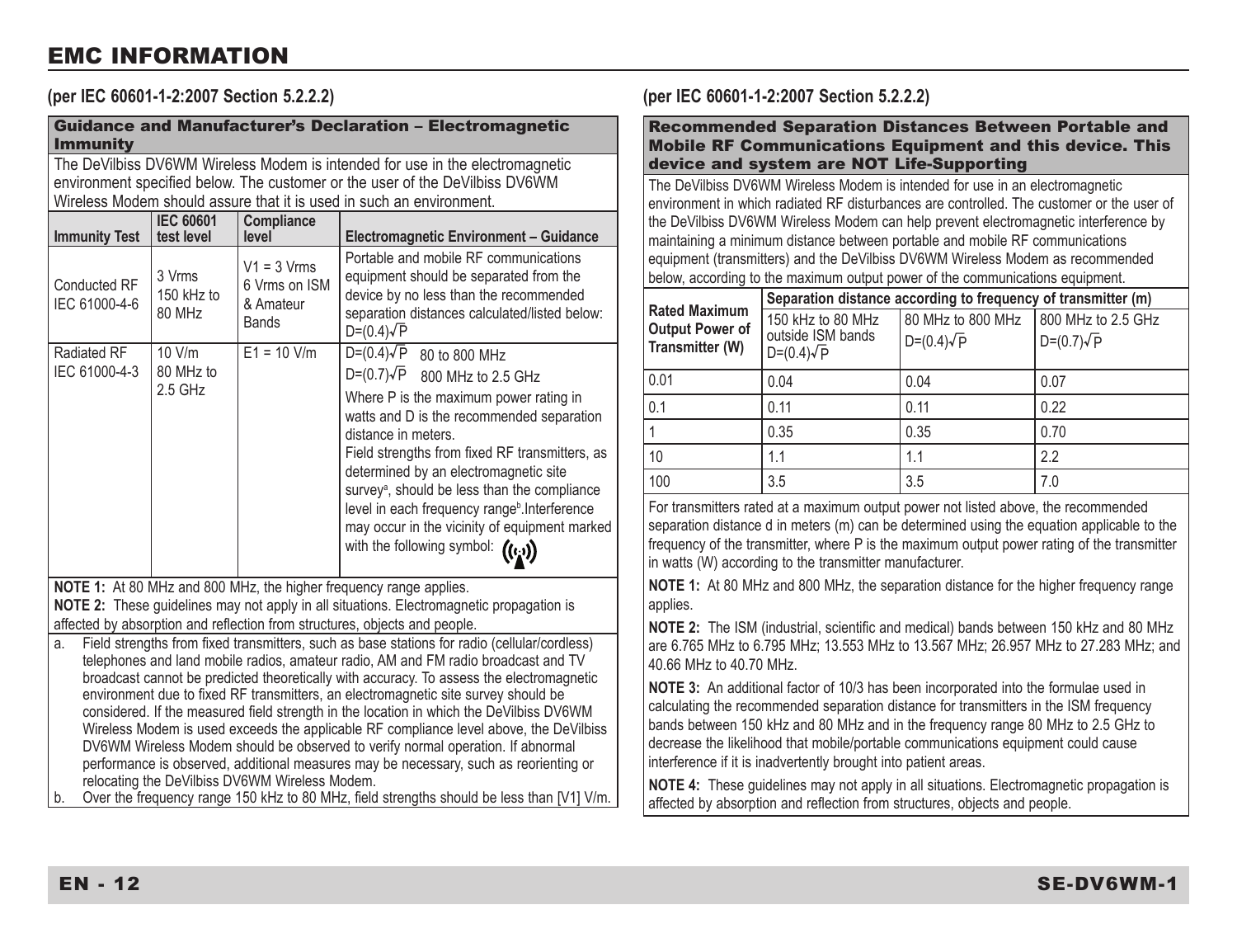# EMC INFORMATION

## (per IEC 60601-1-2:2007 Section 5.2.2.2)

| Guidance and Manufacturer's Declaration – Electromagnetic Immunity | | | |
|---|---|---|---|
| The DeVilbiss DV6WM Wireless Modem is intended for use in the electromagnetic environment specified below. The customer or the user of the DeVilbiss DV6WM Wireless Modem should assure that it is used in such an environment. | | | |
| **Immunity Test** | **IEC 60601 test level** | **Compliance level** | **Electromagnetic Environment – Guidance** |
| Conducted RF IEC 61000-4-6 | 3 Vrms 150 kHz to 80 MHz | V1 = 3 Vrms 6 Vrms on ISM & Amateur Bands | Portable and mobile RF communications equipment should be separated from the device by no less than the recommended separation distances calculated/listed below: $D=(0.4)\sqrt{P}$ |
| Radiated RF IEC 61000-4-3 | 10 V/m 80 MHz to 2.5 GHz | E1 = 10 V/m | $D=(0.4)\sqrt{P}$ 80 to 800 MHz<br>$D=(0.7)\sqrt{P}$ 800 MHz to 2.5 GHz<br>Where P is the maximum power rating in watts and D is the recommended separation distance in meters.<br>Field strengths from fixed RF transmitters, as determined by an electromagnetic site survey[a], should be less than the compliance level in each frequency range[b]. Interference may occur in the vicinity of equipment marked with the following symbol: |

**NOTE 1:** At 80 MHz and 800 MHz, the higher frequency range applies.
**NOTE 2:** These guidelines may not apply in all situations. Electromagnetic propagation is affected by absorption and reflection from structures, objects and people.

a. Field strengths from fixed transmitters, such as base stations for radio (cellular/cordless) telephones and land mobile radios, amateur radio, AM and FM radio broadcast and TV broadcast cannot be predicted theoretically with accuracy. To assess the electromagnetic environment due to fixed RF transmitters, an electromagnetic site survey should be considered. If the measured field strength in the location in which the DeVilbiss DV6WM Wireless Modem is used exceeds the applicable RF compliance level above, the DeVilbiss DV6WM Wireless Modem should be observed to verify normal operation. If abnormal performance is observed, additional measures may be necessary, such as reorienting or relocating the DeVilbiss DV6WM Wireless Modem.

b. Over the frequency range 150 kHz to 80 MHz, field strengths should be less than [V1] V/m.

## (per IEC 60601-1-2:2007 Section 5.2.2.2)

**Recommended Separation Distances Between Portable and Mobile RF Communications Equipment and this device. This device and system are NOT Life-Supporting**

The DeVilbiss DV6WM Wireless Modem is intended for use in an electromagnetic environment in which radiated RF disturbances are controlled. The customer or the user of the DeVilbiss DV6WM Wireless Modem can help prevent electromagnetic interference by maintaining a minimum distance between portable and mobile RF communications equipment (transmitters) and the DeVilbiss DV6WM Wireless Modem as recommended below, according to the maximum output power of the communications equipment.

| Rated Maximum Output Power of Transmitter (W) | Separation distance according to frequency of transmitter (m) | | |
|---|---|---|---|
| | 150 kHz to 80 MHz outside ISM bands $D=(0.4)\sqrt{P}$ | 80 MHz to 800 MHz $D=(0.4)\sqrt{P}$ | 800 MHz to 2.5 GHz $D=(0.7)\sqrt{P}$ |
| 0.01 | 0.04 | 0.04 | 0.07 |
| 0.1 | 0.11 | 0.11 | 0.22 |
| 1 | 0.35 | 0.35 | 0.70 |
| 10 | 1.1 | 1.1 | 2.2 |
| 100 | 3.5 | 3.5 | 7.0 |

For transmitters rated at a maximum output power not listed above, the recommended separation distance d in meters (m) can be determined using the equation applicable to the frequency of the transmitter, where P is the maximum output power rating of the transmitter in watts (W) according to the transmitter manufacturer.

**NOTE 1:** At 80 MHz and 800 MHz, the separation distance for the higher frequency range applies.

**NOTE 2:** The ISM (industrial, scientific and medical) bands between 150 kHz and 80 MHz are 6.765 MHz to 6.795 MHz; 13.553 MHz to 13.567 MHz; 26.957 MHz to 27.283 MHz; and 40.66 MHz to 40.70 MHz.

**NOTE 3:** An additional factor of 10/3 has been incorporated into the formulae used in calculating the recommended separation distance for transmitters in the ISM frequency bands between 150 kHz and 80 MHz and in the frequency range 80 MHz to 2.5 GHz to decrease the likelihood that mobile/portable communications equipment could cause interference if it is inadvertently brought into patient areas.

**NOTE 4:** These guidelines may not apply in all situations. Electromagnetic propagation is affected by absorption and reflection from structures, objects and people.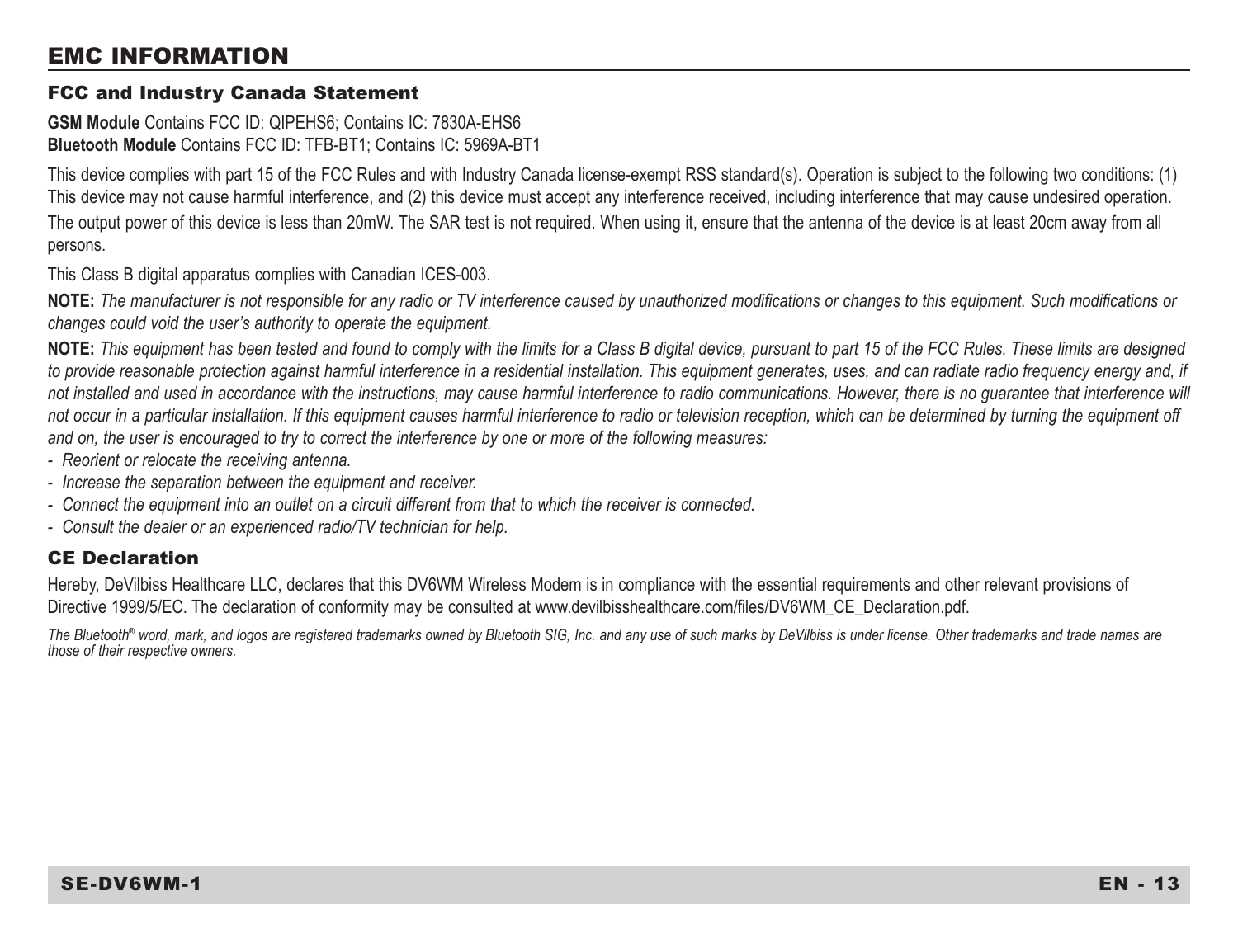# EMC INFORMATION

## FCC and Industry Canada Statement

**GSM Module** Contains FCC ID: QIPEHS6; Contains IC: 7830A-EHS6
**Bluetooth Module** Contains FCC ID: TFB-BT1; Contains IC: 5969A-BT1

This device complies with part 15 of the FCC Rules and with Industry Canada license-exempt RSS standard(s). Operation is subject to the following two conditions: (1) This device may not cause harmful interference, and (2) this device must accept any interference received, including interference that may cause undesired operation.

The output power of this device is less than 20mW. The SAR test is not required. When using it, ensure that the antenna of the device is at least 20cm away from all persons.

This Class B digital apparatus complies with Canadian ICES-003.

**NOTE:** *The manufacturer is not responsible for any radio or TV interference caused by unauthorized modifications or changes to this equipment. Such modifications or changes could void the user's authority to operate the equipment.*

**NOTE:** *This equipment has been tested and found to comply with the limits for a Class B digital device, pursuant to part 15 of the FCC Rules. These limits are designed to provide reasonable protection against harmful interference in a residential installation. This equipment generates, uses, and can radiate radio frequency energy and, if not installed and used in accordance with the instructions, may cause harmful interference to radio communications. However, there is no guarantee that interference will not occur in a particular installation. If this equipment causes harmful interference to radio or television reception, which can be determined by turning the equipment off and on, the user is encouraged to try to correct the interference by one or more of the following measures:*

- *Reorient or relocate the receiving antenna.*
- *Increase the separation between the equipment and receiver.*
- *Connect the equipment into an outlet on a circuit different from that to which the receiver is connected.*
- *Consult the dealer or an experienced radio/TV technician for help.*

## CE Declaration

Hereby, DeVilbiss Healthcare LLC, declares that this DV6WM Wireless Modem is in compliance with the essential requirements and other relevant provisions of Directive 1999/5/EC. The declaration of conformity may be consulted at www.devilbisshealthcare.com/files/DV6WM_CE_Declaration.pdf.

*The Bluetooth® word, mark, and logos are registered trademarks owned by Bluetooth SIG, Inc. and any use of such marks by DeVilbiss is under license. Other trademarks and trade names are those of their respective owners.*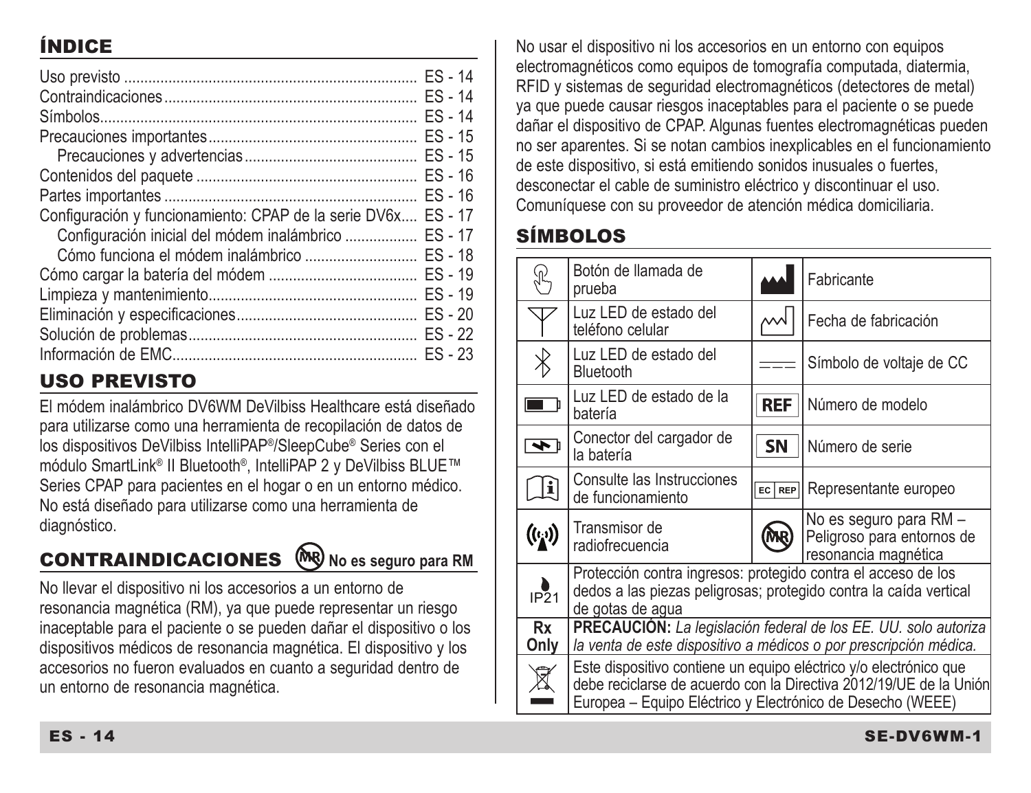## ÍNDICE

| | |
|---|---|
| Uso previsto | ES - 14 |
| Contraindicaciones | ES - 14 |
| Símbolos | ES - 14 |
| Precauciones importantes | ES - 15 |
| Precauciones y advertencias | ES - 15 |
| Contenidos del paquete | ES - 16 |
| Partes importantes | ES - 16 |
| Configuración y funcionamiento: CPAP de la serie DV6x | ES - 17 |
| Configuración inicial del módem inalámbrico | ES - 17 |
| Cómo funciona el módem inalámbrico | ES - 18 |
| Cómo cargar la batería del módem | ES - 19 |
| Limpieza y mantenimiento | ES - 19 |
| Eliminación y especificaciones | ES - 20 |
| Solución de problemas | ES - 22 |
| Información de EMC | ES - 23 |

## USO PREVISTO

El módem inalámbrico DV6WM DeVilbiss Healthcare está diseñado para utilizarse como una herramienta de recopilación de datos de los dispositivos DeVilbiss IntelliPAP®/SleepCube® Series con el módulo SmartLink® II Bluetooth®, IntelliPAP 2 y DeVilbiss BLUE™ Series CPAP para pacientes en el hogar o en un entorno médico. No está diseñado para utilizarse como una herramienta de diagnóstico.

## CONTRAINDICACIONES **No es seguro para RM**

No llevar el dispositivo ni los accesorios a un entorno de resonancia magnética (RM), ya que puede representar un riesgo inaceptable para el paciente o se pueden dañar el dispositivo o los dispositivos médicos de resonancia magnética. El dispositivo y los accesorios no fueron evaluados en cuanto a seguridad dentro de un entorno de resonancia magnética.

No usar el dispositivo ni los accesorios en un entorno con equipos electromagnéticos como equipos de tomografía computada, diatermia, RFID y sistemas de seguridad electromagnéticos (detectores de metal) ya que puede causar riesgos inaceptables para el paciente o se puede dañar el dispositivo de CPAP. Algunas fuentes electromagnéticas pueden no ser aparentes. Si se notan cambios inexplicables en el funcionamiento de este dispositivo, si está emitiendo sonidos inusuales o fuertes, desconectar el cable de suministro eléctrico y discontinuar el uso. Comuníquese con su proveedor de atención médica domiciliaria.

## SÍMBOLOS

| Símbolo | Descripción | Símbolo | Descripción |
|---|---|---|---|
| | Botón de llamada de prueba | | Fabricante |
| | Luz LED de estado del teléfono celular | | Fecha de fabricación |
| | Luz LED de estado del Bluetooth | | Símbolo de voltaje de CC |
| | Luz LED de estado de la batería | REF | Número de modelo |
| | Conector del cargador de la batería | SN | Número de serie |
| | Consulte las Instrucciones de funcionamiento | EC REP | Representante europeo |
| | Transmisor de radiofrecuencia | MR | No es seguro para RM – Peligroso para entornos de resonancia magnética |
| IP21 | Protección contra ingresos: protegido contra el acceso de los dedos a las piezas peligrosas; protegido contra la caída vertical de gotas de agua | | |
| Rx Only | **PRECAUCIÓN:** *La legislación federal de los EE. UU. solo autoriza la venta de este dispositivo a médicos o por prescripción médica.* | | |
| | Este dispositivo contiene un equipo eléctrico y/o electrónico que debe reciclarse de acuerdo con la Directiva 2012/19/UE de la Unión Europea – Equipo Eléctrico y Electrónico de Desecho (WEEE) | | |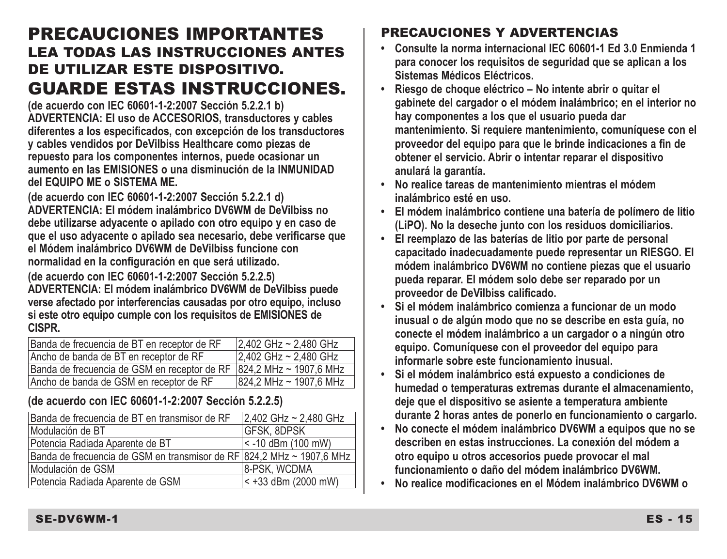# PRECAUCIONES IMPORTANTES

## LEA TODAS LAS INSTRUCCIONES ANTES DE UTILIZAR ESTE DISPOSITIVO.

# GUARDE ESTAS INSTRUCCIONES.

**(de acuerdo con IEC 60601-1-2:2007 Sección 5.2.2.1 b)**
**ADVERTENCIA: El uso de ACCESORIOS, transductores y cables diferentes a los especificados, con excepción de los transductores y cables vendidos por DeVilbiss Healthcare como piezas de repuesto para los componentes internos, puede ocasionar un aumento en las EMISIONES o una disminución de la INMUNIDAD del EQUIPO ME o SISTEMA ME.**

**(de acuerdo con IEC 60601-1-2:2007 Sección 5.2.2.1 d)**
**ADVERTENCIA: El módem inalámbrico DV6WM de DeVilbiss no debe utilizarse adyacente o apilado con otro equipo y en caso de que el uso adyacente o apilado sea necesario, debe verificarse que el Módem inalámbrico DV6WM de DeVilbiss funcione con normalidad en la configuración en que será utilizado.**

**(de acuerdo con IEC 60601-1-2:2007 Sección 5.2.2.5)**
**ADVERTENCIA: El módem inalámbrico DV6WM de DeVilbiss puede verse afectado por interferencias causadas por otro equipo, incluso si este otro equipo cumple con los requisitos de EMISIONES de CISPR.**

| Banda de frecuencia de BT en receptor de RF | 2,402 GHz ~ 2,480 GHz |
|---|---|
| Ancho de banda de BT en receptor de RF | 2,402 GHz ~ 2,480 GHz |
| Banda de frecuencia de GSM en receptor de RF | 824,2 MHz ~ 1907,6 MHz |
| Ancho de banda de GSM en receptor de RF | 824,2 MHz ~ 1907,6 MHz |

**(de acuerdo con IEC 60601-1-2:2007 Sección 5.2.2.5)**

| Banda de frecuencia de BT en transmisor de RF | 2,402 GHz ~ 2,480 GHz |
|---|---|
| Modulación de BT | GFSK, 8DPSK |
| Potencia Radiada Aparente de BT | < -10 dBm (100 mW) |
| Banda de frecuencia de GSM en transmisor de RF | 824,2 MHz ~ 1907,6 MHz |
| Modulación de GSM | 8-PSK, WCDMA |
| Potencia Radiada Aparente de GSM | < +33 dBm (2000 mW) |

## PRECAUCIONES Y ADVERTENCIAS

- **Consulte la norma internacional IEC 60601-1 Ed 3.0 Enmienda 1 para conocer los requisitos de seguridad que se aplican a los Sistemas Médicos Eléctricos.**
- **Riesgo de choque eléctrico – No intente abrir o quitar el gabinete del cargador o el módem inalámbrico; en el interior no hay componentes a los que el usuario pueda dar mantenimiento. Si requiere mantenimiento, comuníquese con el proveedor del equipo para que le brinde indicaciones a fin de obtener el servicio. Abrir o intentar reparar el dispositivo anulará la garantía.**
- **No realice tareas de mantenimiento mientras el módem inalámbrico esté en uso.**
- **El módem inalámbrico contiene una batería de polímero de litio (LiPO). No la deseche junto con los residuos domiciliarios.**
- **El reemplazo de las baterías de litio por parte de personal capacitado inadecuadamente puede representar un RIESGO. El módem inalámbrico DV6WM no contiene piezas que el usuario pueda reparar. El módem solo debe ser reparado por un proveedor de DeVilbiss calificado.**
- **Si el módem inalámbrico comienza a funcionar de un modo inusual o de algún modo que no se describe en esta guía, no conecte el módem inalámbrico a un cargador o a ningún otro equipo. Comuníquese con el proveedor del equipo para informarle sobre este funcionamiento inusual.**
- **Si el módem inalámbrico está expuesto a condiciones de humedad o temperaturas extremas durante el almacenamiento, deje que el dispositivo se asiente a temperatura ambiente durante 2 horas antes de ponerlo en funcionamiento o cargarlo.**
- **No conecte el módem inalámbrico DV6WM a equipos que no se describen en estas instrucciones. La conexión del módem a otro equipo u otros accesorios puede provocar el mal funcionamiento o daño del módem inalámbrico DV6WM.**
- **No realice modificaciones en el Módem inalámbrico DV6WM o**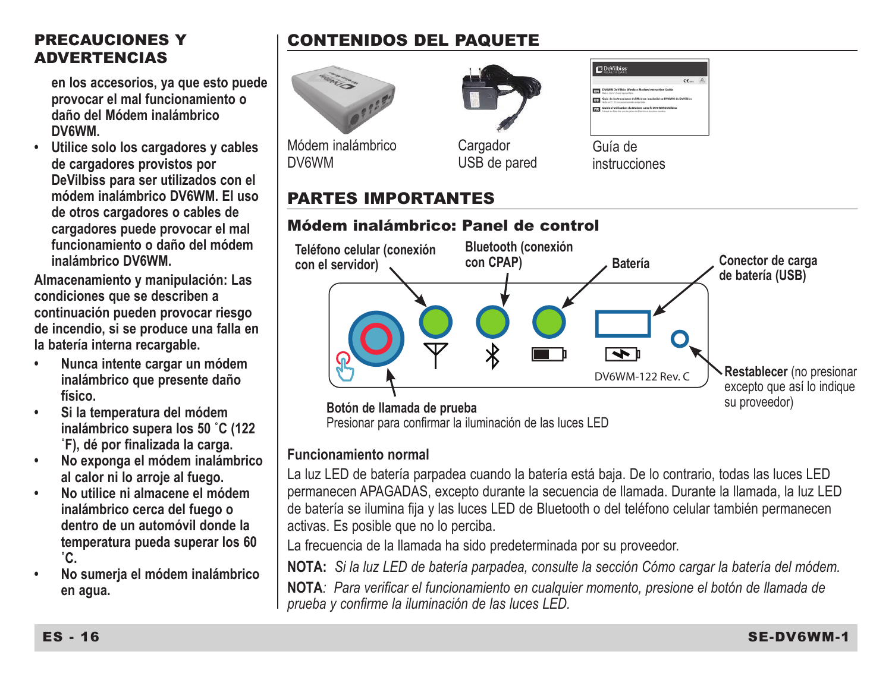## PRECAUCIONES Y ADVERTENCIAS

**en los accesorios, ya que esto puede provocar el mal funcionamiento o daño del Módem inalámbrico DV6WM.**

- **Utilice solo los cargadores y cables de cargadores provistos por DeVilbiss para ser utilizados con el módem inalámbrico DV6WM. El uso de otros cargadores o cables de cargadores puede provocar el mal funcionamiento o daño del módem inalámbrico DV6WM.**

**Almacenamiento y manipulación: Las condiciones que se describen a continuación pueden provocar riesgo de incendio, si se produce una falla en la batería interna recargable.**

- **Nunca intente cargar un módem inalámbrico que presente daño físico.**
- **Si la temperatura del módem inalámbrico supera los 50 ˚C (122 ˚F), dé por finalizada la carga.**
- **No exponga el módem inalámbrico al calor ni lo arroje al fuego.**
- **No utilice ni almacene el módem inalámbrico cerca del fuego o dentro de un automóvil donde la temperatura pueda superar los 60 ˚C.**
- **No sumerja el módem inalámbrico en agua.**

## CONTENIDOS DEL PAQUETE

Módem inalámbrico DV6WM

Cargador USB de pared

Guía de instrucciones

## PARTES IMPORTANTES

### Módem inalámbrico: Panel de control

**Teléfono celular (conexión con el servidor)**

**Bluetooth (conexión con CPAP)**

**Batería**

**Conector de carga de batería (USB)**

DV6WM-122 Rev. C

**Restablecer** (no presionar excepto que así lo indique su proveedor)

**Botón de llamada de prueba**
Presionar para confirmar la iluminación de las luces LED

**Funcionamiento normal**

La luz LED de batería parpadea cuando la batería está baja. De lo contrario, todas las luces LED permanecen APAGADAS, excepto durante la secuencia de llamada. Durante la llamada, la luz LED de batería se ilumina fija y las luces LED de Bluetooth o del teléfono celular también permanecen activas. Es posible que no lo perciba.

La frecuencia de la llamada ha sido predeterminada por su proveedor.

**NOTA:** *Si la luz LED de batería parpadea, consulte la sección Cómo cargar la batería del módem.*

**NOTA***:* *Para verificar el funcionamiento en cualquier momento, presione el botón de llamada de prueba y confirme la iluminación de las luces LED.*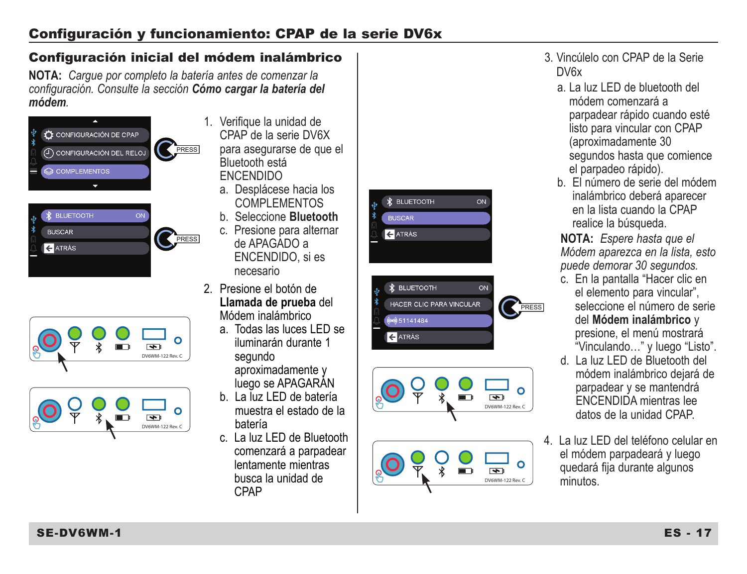## Configuración y funcionamiento: CPAP de la serie DV6x

### Configuración inicial del módem inalámbrico

**NOTA:** *Cargue por completo la batería antes de comenzar la configuración. Consulte la sección* ***Cómo cargar la batería del módem****.*

1. Verifique la unidad de CPAP de la serie DV6X para asegurarse de que el Bluetooth está ENCENDIDO
   a. Desplácese hacia los COMPLEMENTOS
   b. Seleccione **Bluetooth**
   c. Presione para alternar de APAGADO a ENCENDIDO, si es necesario
2. Presione el botón de **Llamada de prueba** del Módem inalámbrico
   a. Todas las luces LED se iluminarán durante 1 segundo aproximadamente y luego se APAGARÁN
   b. La luz LED de batería muestra el estado de la batería
   c. La luz LED de Bluetooth comenzará a parpadear lentamente mientras busca la unidad de CPAP
3. Vincúlelo con CPAP de la Serie DV6x
   a. La luz LED de bluetooth del módem comenzará a parpadear rápido cuando esté listo para vincular con CPAP (aproximadamente 30 segundos hasta que comience el parpadeo rápido).
   b. El número de serie del módem inalámbrico deberá aparecer en la lista cuando la CPAP realice la búsqueda.

   **NOTA:** *Espere hasta que el Módem aparezca en la lista, esto puede demorar 30 segundos.*

   c. En la pantalla "Hacer clic en el elemento para vincular", seleccione el número de serie del **Módem inalámbrico** y presione, el menú mostrará "Vinculando..." y luego "Listo".
   d. La luz LED de Bluetooth del módem inalámbrico dejará de parpadear y se mantendrá ENCENDIDA mientras lee datos de la unidad CPAP.
4. La luz LED del teléfono celular en el módem parpadeará y luego quedará fija durante algunos minutos.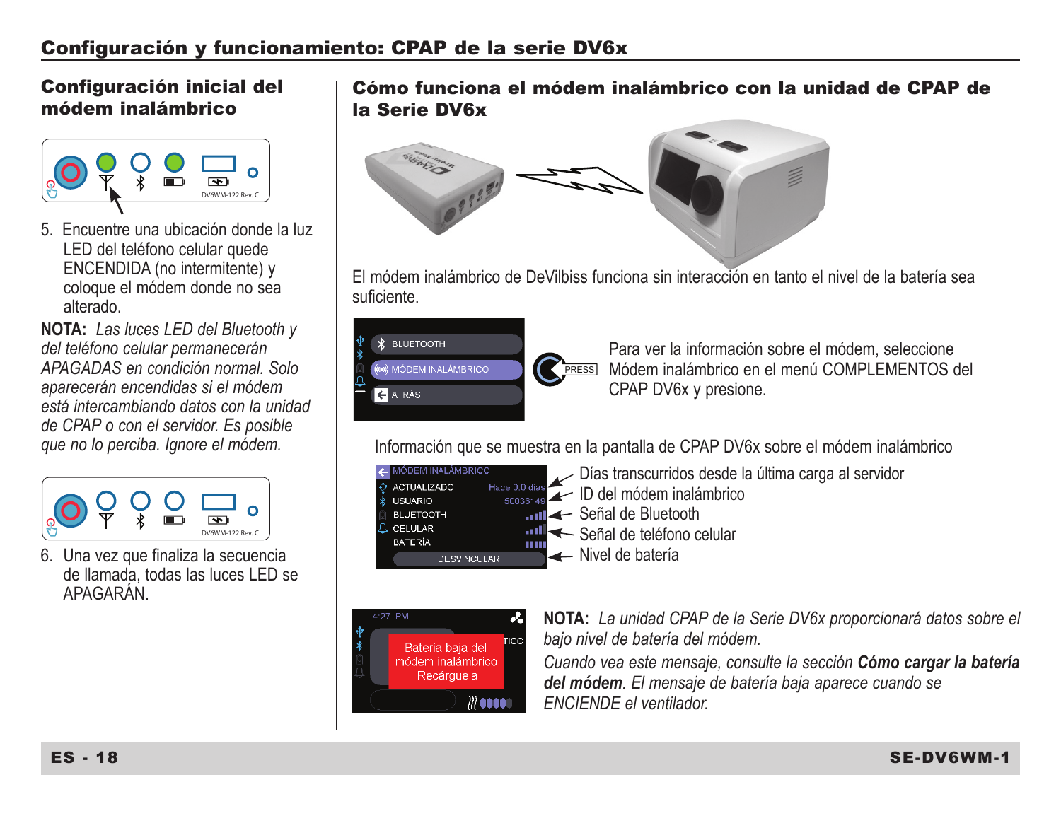## Configuración y funcionamiento: CPAP de la serie DV6x

### Configuración inicial del módem inalámbrico

5. Encuentre una ubicación donde la luz LED del teléfono celular quede ENCENDIDA (no intermitente) y coloque el módem donde no sea alterado.

**NOTA:** *Las luces LED del Bluetooth y del teléfono celular permanecerán APAGADAS en condición normal. Solo aparecerán encendidas si el módem está intercambiando datos con la unidad de CPAP o con el servidor. Es posible que no lo perciba. Ignore el módem.*

6. Una vez que finaliza la secuencia de llamada, todas las luces LED se APAGARÁN.

### Cómo funciona el módem inalámbrico con la unidad de CPAP de la Serie DV6x

El módem inalámbrico de DeVilbiss funciona sin interacción en tanto el nivel de la batería sea suficiente.

Para ver la información sobre el módem, seleccione Módem inalámbrico en el menú COMPLEMENTOS del CPAP DV6x y presione.

Información que se muestra en la pantalla de CPAP DV6x sobre el módem inalámbrico

- Días transcurridos desde la última carga al servidor
- ID del módem inalámbrico
- Señal de Bluetooth
- Señal de teléfono celular
- Nivel de batería

**NOTA:** *La unidad CPAP de la Serie DV6x proporcionará datos sobre el bajo nivel de batería del módem.*

*Cuando vea este mensaje, consulte la sección* ***Cómo cargar la batería del módem****. El mensaje de batería baja aparece cuando se ENCIENDE el ventilador.*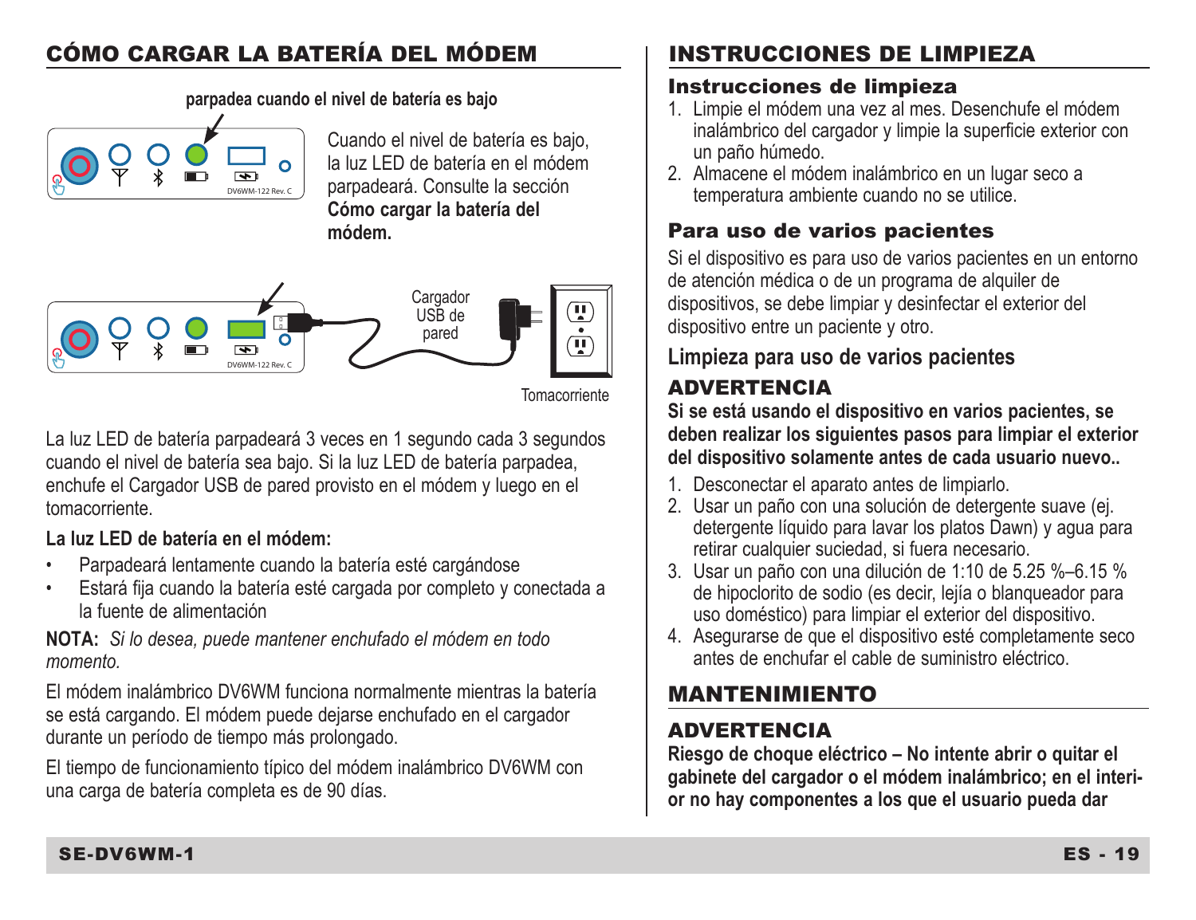## CÓMO CARGAR LA BATERÍA DEL MÓDEM

parpadea cuando el nivel de batería es bajo

DV6WM-122 Rev. C

Cuando el nivel de batería es bajo, la luz LED de batería en el módem parpadeará. Consulte la sección **Cómo cargar la batería del módem.**

DV6WM-122 Rev. C

Cargador USB de pared

Tomacorriente

La luz LED de batería parpadeará 3 veces en 1 segundo cada 3 segundos cuando el nivel de batería sea bajo. Si la luz LED de batería parpadea, enchufe el Cargador USB de pared provisto en el módem y luego en el tomacorriente.

**La luz LED de batería en el módem:**

- Parpadeará lentamente cuando la batería esté cargándose
- Estará fija cuando la batería esté cargada por completo y conectada a la fuente de alimentación

**NOTA:** *Si lo desea, puede mantener enchufado el módem en todo momento.*

El módem inalámbrico DV6WM funciona normalmente mientras la batería se está cargando. El módem puede dejarse enchufado en el cargador durante un período de tiempo más prolongado.

El tiempo de funcionamiento típico del módem inalámbrico DV6WM con una carga de batería completa es de 90 días.

## INSTRUCCIONES DE LIMPIEZA

### Instrucciones de limpieza

1. Limpie el módem una vez al mes. Desenchufe el módem inalámbrico del cargador y limpie la superficie exterior con un paño húmedo.
2. Almacene el módem inalámbrico en un lugar seco a temperatura ambiente cuando no se utilice.

### Para uso de varios pacientes

Si el dispositivo es para uso de varios pacientes en un entorno de atención médica o de un programa de alquiler de dispositivos, se debe limpiar y desinfectar el exterior del dispositivo entre un paciente y otro.

### Limpieza para uso de varios pacientes

**ADVERTENCIA**

**Si se está usando el dispositivo en varios pacientes, se deben realizar los siguientes pasos para limpiar el exterior del dispositivo solamente antes de cada usuario nuevo..**

1. Desconectar el aparato antes de limpiarlo.
2. Usar un paño con una solución de detergente suave (ej. detergente líquido para lavar los platos Dawn) y agua para retirar cualquier suciedad, si fuera necesario.
3. Usar un paño con una dilución de 1:10 de 5.25 %–6.15 % de hipoclorito de sodio (es decir, lejía o blanqueador para uso doméstico) para limpiar el exterior del dispositivo.
4. Asegurarse de que el dispositivo esté completamente seco antes de enchufar el cable de suministro eléctrico.

## MANTENIMIENTO

**ADVERTENCIA**

**Riesgo de choque eléctrico – No intente abrir o quitar el gabinete del cargador o el módem inalámbrico; en el interior no hay componentes a los que el usuario pueda dar**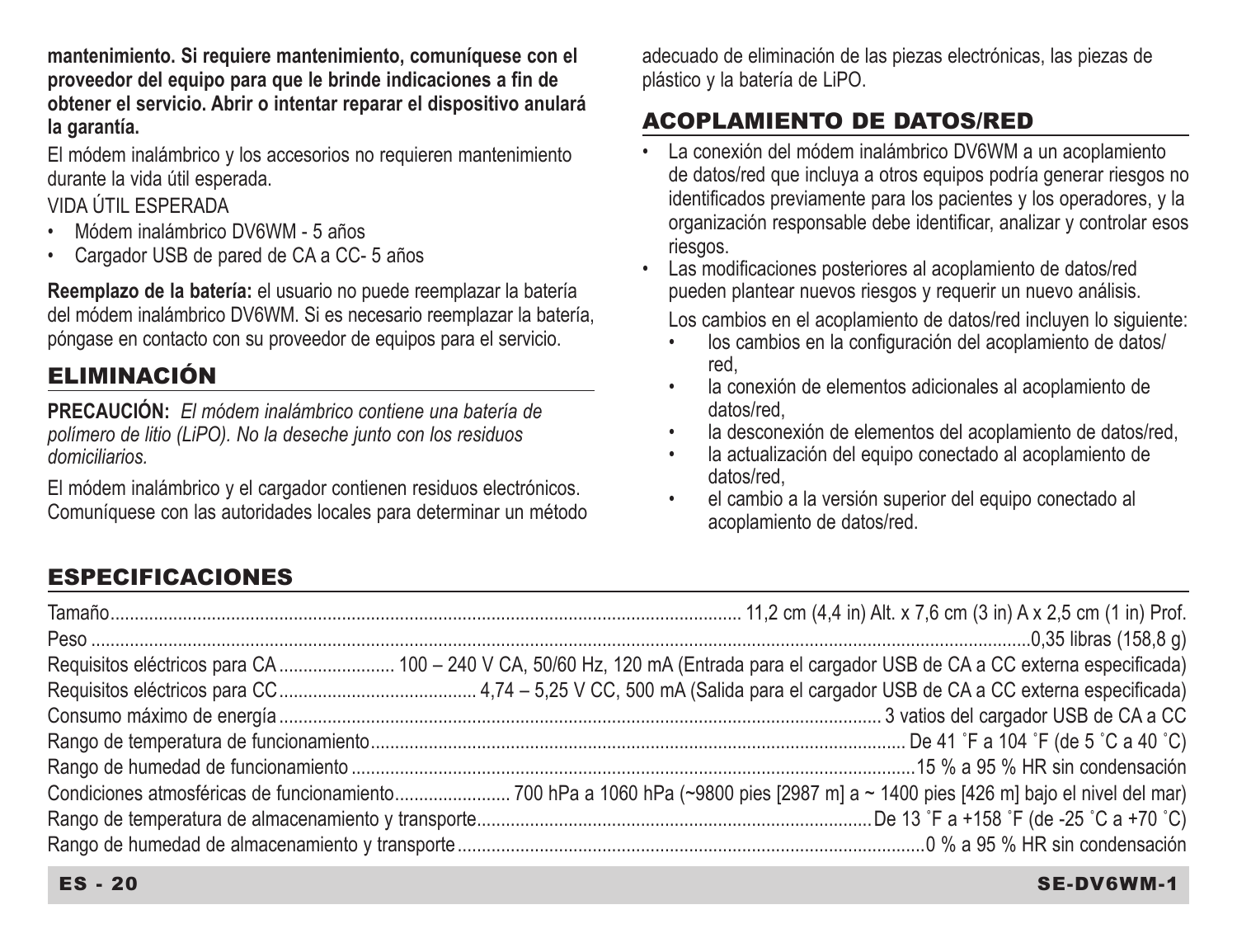**mantenimiento. Si requiere mantenimiento, comuníquese con el proveedor del equipo para que le brinde indicaciones a fin de obtener el servicio. Abrir o intentar reparar el dispositivo anulará la garantía.**

El módem inalámbrico y los accesorios no requieren mantenimiento durante la vida útil esperada.

VIDA ÚTIL ESPERADA

- Módem inalámbrico DV6WM - 5 años
- Cargador USB de pared de CA a CC- 5 años

**Reemplazo de la batería:** el usuario no puede reemplazar la batería del módem inalámbrico DV6WM. Si es necesario reemplazar la batería, póngase en contacto con su proveedor de equipos para el servicio.

## ELIMINACIÓN

**PRECAUCIÓN:** *El módem inalámbrico contiene una batería de polímero de litio (LiPO). No la deseche junto con los residuos domiciliarios.*

El módem inalámbrico y el cargador contienen residuos electrónicos. Comuníquese con las autoridades locales para determinar un método adecuado de eliminación de las piezas electrónicas, las piezas de plástico y la batería de LiPO.

## ACOPLAMIENTO DE DATOS/RED

- La conexión del módem inalámbrico DV6WM a un acoplamiento de datos/red que incluya a otros equipos podría generar riesgos no identificados previamente para los pacientes y los operadores, y la organización responsable debe identificar, analizar y controlar esos riesgos.
- Las modificaciones posteriores al acoplamiento de datos/red pueden plantear nuevos riesgos y requerir un nuevo análisis.

  Los cambios en el acoplamiento de datos/red incluyen lo siguiente:
  - los cambios en la configuración del acoplamiento de datos/red,
  - la conexión de elementos adicionales al acoplamiento de datos/red,
  - la desconexión de elementos del acoplamiento de datos/red,
  - la actualización del equipo conectado al acoplamiento de datos/red,
  - el cambio a la versión superior del equipo conectado al acoplamiento de datos/red.

## ESPECIFICACIONES

| | |
|---|---|
| Tamaño | 11,2 cm (4,4 in) Alt. x 7,6 cm (3 in) A x 2,5 cm (1 in) Prof. |
| Peso | 0,35 libras (158,8 g) |
| Requisitos eléctricos para CA | 100 – 240 V CA, 50/60 Hz, 120 mA (Entrada para el cargador USB de CA a CC externa especificada) |
| Requisitos eléctricos para CC | 4,74 – 5,25 V CC, 500 mA (Salida para el cargador USB de CA a CC externa especificada) |
| Consumo máximo de energía | 3 vatios del cargador USB de CA a CC |
| Rango de temperatura de funcionamiento | De 41 ˚F a 104 ˚F (de 5 ˚C a 40 ˚C) |
| Rango de humedad de funcionamiento | 15 % a 95 % HR sin condensación |
| Condiciones atmosféricas de funcionamiento | 700 hPa a 1060 hPa (~9800 pies [2987 m] a ~ 1400 pies [426 m] bajo el nivel del mar) |
| Rango de temperatura de almacenamiento y transporte | De 13 ˚F a +158 ˚F (de -25 ˚C a +70 ˚C) |
| Rango de humedad de almacenamiento y transporte | 0 % a 95 % HR sin condensación |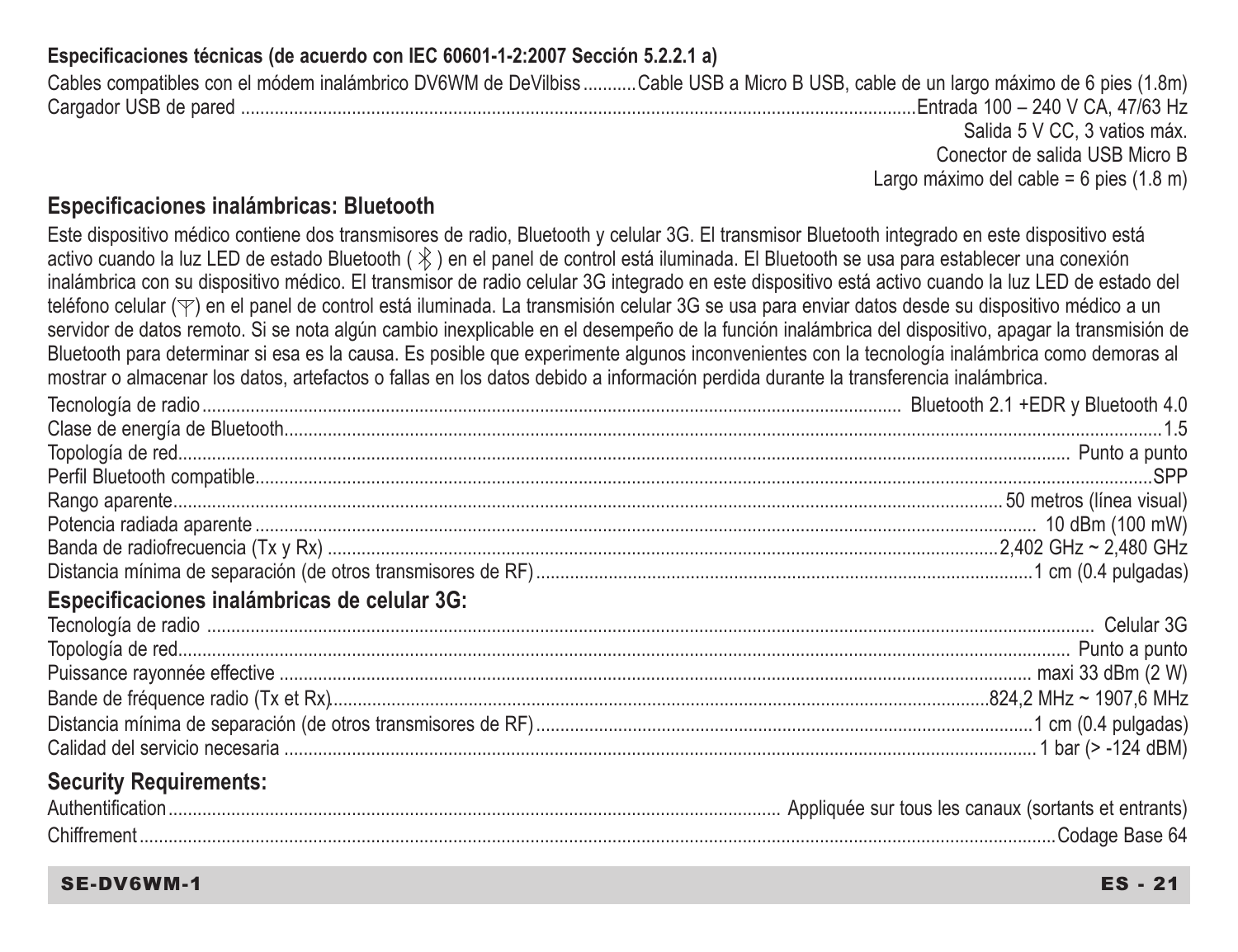**Especificaciones técnicas (de acuerdo con IEC 60601-1-2:2007 Sección 5.2.2.1 a)**

| | |
|---|---|
| Cables compatibles con el módem inalámbrico DV6WM de DeVilbiss | Cable USB a Micro B USB, cable de un largo máximo de 6 pies (1.8m) |
| Cargador USB de pared | Entrada 100 – 240 V CA, 47/63 Hz<br>Salida 5 V CC, 3 vatios máx.<br>Conector de salida USB Micro B<br>Largo máximo del cable = 6 pies (1.8 m) |

## Especificaciones inalámbricas: Bluetooth

Este dispositivo médico contiene dos transmisores de radio, Bluetooth y celular 3G. El transmisor Bluetooth integrado en este dispositivo está activo cuando la luz LED de estado Bluetooth ( ᛒ ) en el panel de control está iluminada. El Bluetooth se usa para establecer una conexión inalámbrica con su dispositivo médico. El transmisor de radio celular 3G integrado en este dispositivo está activo cuando la luz LED de estado del teléfono celular (Y) en el panel de control está iluminada. La transmisión celular 3G se usa para enviar datos desde su dispositivo médico a un servidor de datos remoto. Si se nota algún cambio inexplicable en el desempeño de la función inalámbrica del dispositivo, apagar la transmisión de Bluetooth para determinar si esa es la causa. Es posible que experimente algunos inconvenientes con la tecnología inalámbrica como demoras al mostrar o almacenar los datos, artefactos o fallas en los datos debido a información perdida durante la transferencia inalámbrica.

| | |
|---|---|
| Tecnología de radio | Bluetooth 2.1 +EDR y Bluetooth 4.0 |
| Clase de energía de Bluetooth | 1.5 |
| Topología de red | Punto a punto |
| Perfil Bluetooth compatible | SPP |
| Rango aparente | 50 metros (línea visual) |
| Potencia radiada aparente | 10 dBm (100 mW) |
| Banda de radiofrecuencia (Tx y Rx) | 2,402 GHz ~ 2,480 GHz |
| Distancia mínima de separación (de otros transmisores de RF) | 1 cm (0.4 pulgadas) |

## Especificaciones inalámbricas de celular 3G:

| | |
|---|---|
| Tecnología de radio | Celular 3G |
| Topología de red | Punto a punto |
| Puissance rayonnée effective | maxi 33 dBm (2 W) |
| Bande de fréquence radio (Tx et Rx) | 824,2 MHz ~ 1907,6 MHz |
| Distancia mínima de separación (de otros transmisores de RF) | 1 cm (0.4 pulgadas) |
| Calidad del servicio necesaria | 1 bar (> -124 dBM) |

## Security Requirements:

| | |
|---|---|
| Authentification | Appliquée sur tous les canaux (sortants et entrants) |
| Chiffrement | Codage Base 64 |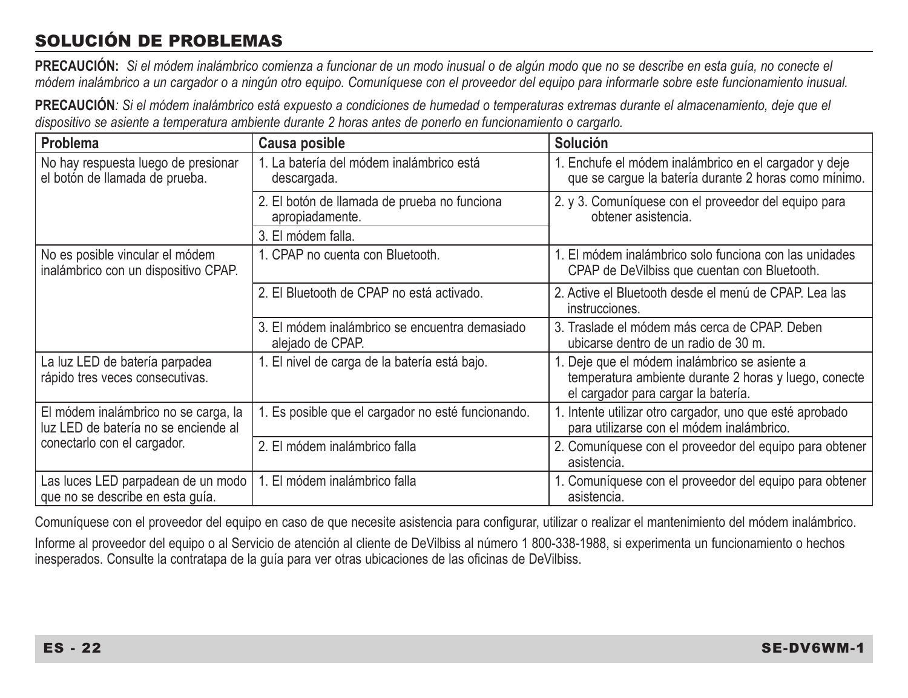## SOLUCIÓN DE PROBLEMAS

**PRECAUCIÓN:** *Si el módem inalámbrico comienza a funcionar de un modo inusual o de algún modo que no se describe en esta guía, no conecte el módem inalámbrico a un cargador o a ningún otro equipo. Comuníquese con el proveedor del equipo para informarle sobre este funcionamiento inusual.*

**PRECAUCIÓN***: Si el módem inalámbrico está expuesto a condiciones de humedad o temperaturas extremas durante el almacenamiento, deje que el dispositivo se asiente a temperatura ambiente durante 2 horas antes de ponerlo en funcionamiento o cargarlo.*

| Problema | Causa posible | Solución |
|---|---|---|
| No hay respuesta luego de presionar el botón de llamada de prueba. | 1. La batería del módem inalámbrico está descargada. | 1. Enchufe el módem inalámbrico en el cargador y deje que se cargue la batería durante 2 horas como mínimo. |
| | 2. El botón de llamada de prueba no funciona apropiadamente. | 2. y 3. Comuníquese con el proveedor del equipo para obtener asistencia. |
| | 3. El módem falla. | |
| No es posible vincular el módem inalámbrico con un dispositivo CPAP. | 1. CPAP no cuenta con Bluetooth. | 1. El módem inalámbrico solo funciona con las unidades CPAP de DeVilbiss que cuentan con Bluetooth. |
| | 2. El Bluetooth de CPAP no está activado. | 2. Active el Bluetooth desde el menú de CPAP. Lea las instrucciones. |
| | 3. El módem inalámbrico se encuentra demasiado alejado de CPAP. | 3. Traslade el módem más cerca de CPAP. Deben ubicarse dentro de un radio de 30 m. |
| La luz LED de batería parpadea rápido tres veces consecutivas. | 1. El nivel de carga de la batería está bajo. | 1. Deje que el módem inalámbrico se asiente a temperatura ambiente durante 2 horas y luego, conecte el cargador para cargar la batería. |
| El módem inalámbrico no se carga, la luz LED de batería no se enciende al conectarlo con el cargador. | 1. Es posible que el cargador no esté funcionando. | 1. Intente utilizar otro cargador, uno que esté aprobado para utilizarse con el módem inalámbrico. |
| | 2. El módem inalámbrico falla | 2. Comuníquese con el proveedor del equipo para obtener asistencia. |
| Las luces LED parpadean de un modo que no se describe en esta guía. | 1. El módem inalámbrico falla | 1. Comuníquese con el proveedor del equipo para obtener asistencia. |

Comuníquese con el proveedor del equipo en caso de que necesite asistencia para configurar, utilizar o realizar el mantenimiento del módem inalámbrico.

Informe al proveedor del equipo o al Servicio de atención al cliente de DeVilbiss al número 1 800-338-1988, si experimenta un funcionamiento o hechos inesperados. Consulte la contratapa de la guía para ver otras ubicaciones de las oficinas de DeVilbiss.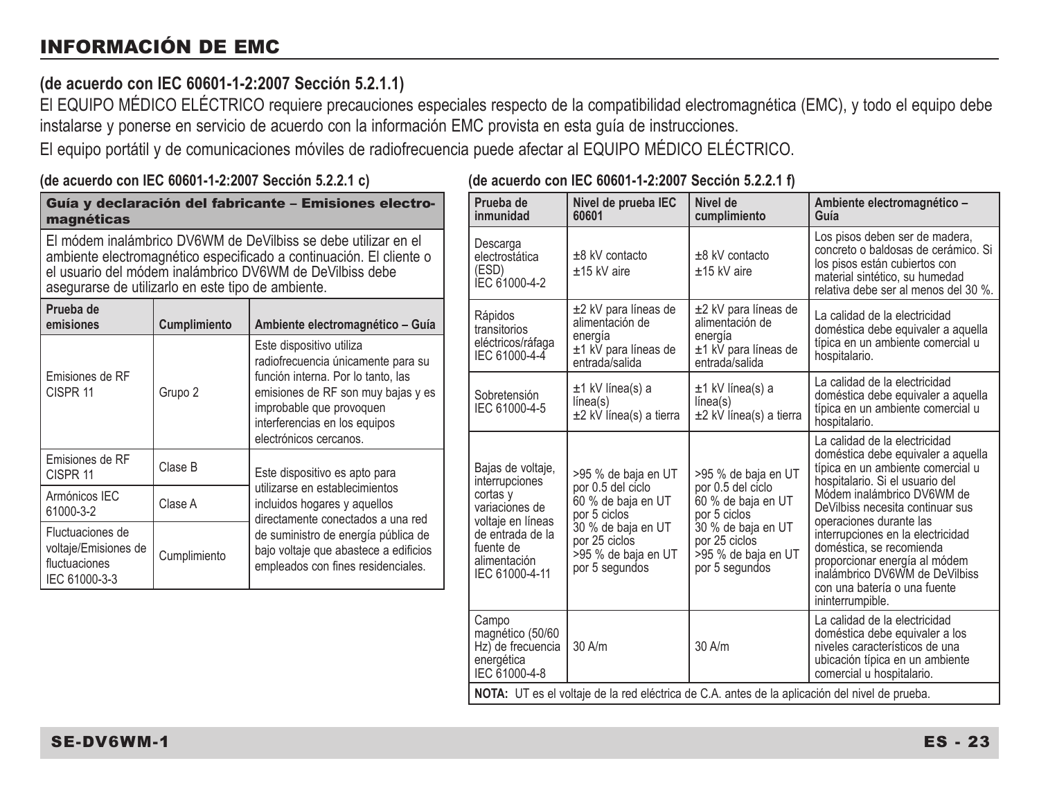# INFORMACIÓN DE EMC

**(de acuerdo con IEC 60601-1-2:2007 Sección 5.2.1.1)**

El EQUIPO MÉDICO ELÉCTRICO requiere precauciones especiales respecto de la compatibilidad electromagnética (EMC), y todo el equipo debe instalarse y ponerse en servicio de acuerdo con la información EMC provista en esta guía de instrucciones.

El equipo portátil y de comunicaciones móviles de radiofrecuencia puede afectar al EQUIPO MÉDICO ELÉCTRICO.

**(de acuerdo con IEC 60601-1-2:2007 Sección 5.2.2.1 c)**

| Guía y declaración del fabricante – Emisiones electromagnéticas | | |
|---|---|---|
| El módem inalámbrico DV6WM de DeVilbiss se debe utilizar en el ambiente electromagnético especificado a continuación. El cliente o el usuario del módem inalámbrico DV6WM de DeVilbiss debe asegurarse de utilizarlo en este tipo de ambiente. | | |
| **Prueba de emisiones** | **Cumplimiento** | **Ambiente electromagnético – Guía** |
| Emisiones de RF CISPR 11 | Grupo 2 | Este dispositivo utiliza radiofrecuencia únicamente para su función interna. Por lo tanto, las emisiones de RF son muy bajas y es improbable que provoquen interferencias en los equipos electrónicos cercanos. |
| Emisiones de RF CISPR 11 | Clase B | Este dispositivo es apto para utilizarse en establecimientos incluidos hogares y aquellos directamente conectados a una red de suministro de energía pública de bajo voltaje que abastece a edificios empleados con fines residenciales. |
| Armónicos IEC 61000-3-2 | Clase A | |
| Fluctuaciones de voltaje/Emisiones de fluctuaciones IEC 61000-3-3 | Cumplimiento | |

**(de acuerdo con IEC 60601-1-2:2007 Sección 5.2.2.1 f)**

| Prueba de inmunidad | Nivel de prueba IEC 60601 | Nivel de cumplimiento | Ambiente electromagnético – Guía |
|---|---|---|---|
| Descarga electrostática (ESD) IEC 61000-4-2 | ±8 kV contacto<br>±15 kV aire | ±8 kV contacto<br>±15 kV aire | Los pisos deben ser de madera, concreto o baldosas de cerámico. Si los pisos están cubiertos con material sintético, su humedad relativa debe ser al menos del 30 %. |
| Rápidos transitorios eléctricos/ráfaga IEC 61000-4-4 | ±2 kV para líneas de alimentación de energía<br>±1 kV para líneas de entrada/salida | ±2 kV para líneas de alimentación de energía<br>±1 kV para líneas de entrada/salida | La calidad de la electricidad doméstica debe equivaler a aquella típica en un ambiente comercial u hospitalario. |
| Sobretensión IEC 61000-4-5 | ±1 kV línea(s) a línea(s)<br>±2 kV línea(s) a tierra | ±1 kV línea(s) a línea(s)<br>±2 kV línea(s) a tierra | La calidad de la electricidad doméstica debe equivaler a aquella típica en un ambiente comercial u hospitalario. |
| Bajas de voltaje, interrupciones cortas y variaciones de voltaje en líneas de entrada de la fuente de alimentación IEC 61000-4-11 | >95 % de baja en UT por 0.5 del ciclo<br>60 % de baja en UT por 5 ciclos<br>30 % de baja en UT por 25 ciclos<br>>95 % de baja en UT por 5 segundos | >95 % de baja en UT por 0.5 del ciclo<br>60 % de baja en UT por 5 ciclos<br>30 % de baja en UT por 25 ciclos<br>>95 % de baja en UT por 5 segundos | La calidad de la electricidad doméstica debe equivaler a aquella típica en un ambiente comercial u hospitalario. Si el usuario del Módem inalámbrico DV6WM de DeVilbiss necesita continuar sus operaciones durante las interrupciones en la electricidad doméstica, se recomienda proporcionar energía al módem inalámbrico DV6WM de DeVilbiss con una batería o una fuente ininterrumpible. |
| Campo magnético (50/60 Hz) de frecuencia energética IEC 61000-4-8 | 30 A/m | 30 A/m | La calidad de la electricidad doméstica debe equivaler a los niveles característicos de una ubicación típica en un ambiente comercial u hospitalario. |

**NOTA:** UT es el voltaje de la red eléctrica de C.A. antes de la aplicación del nivel de prueba.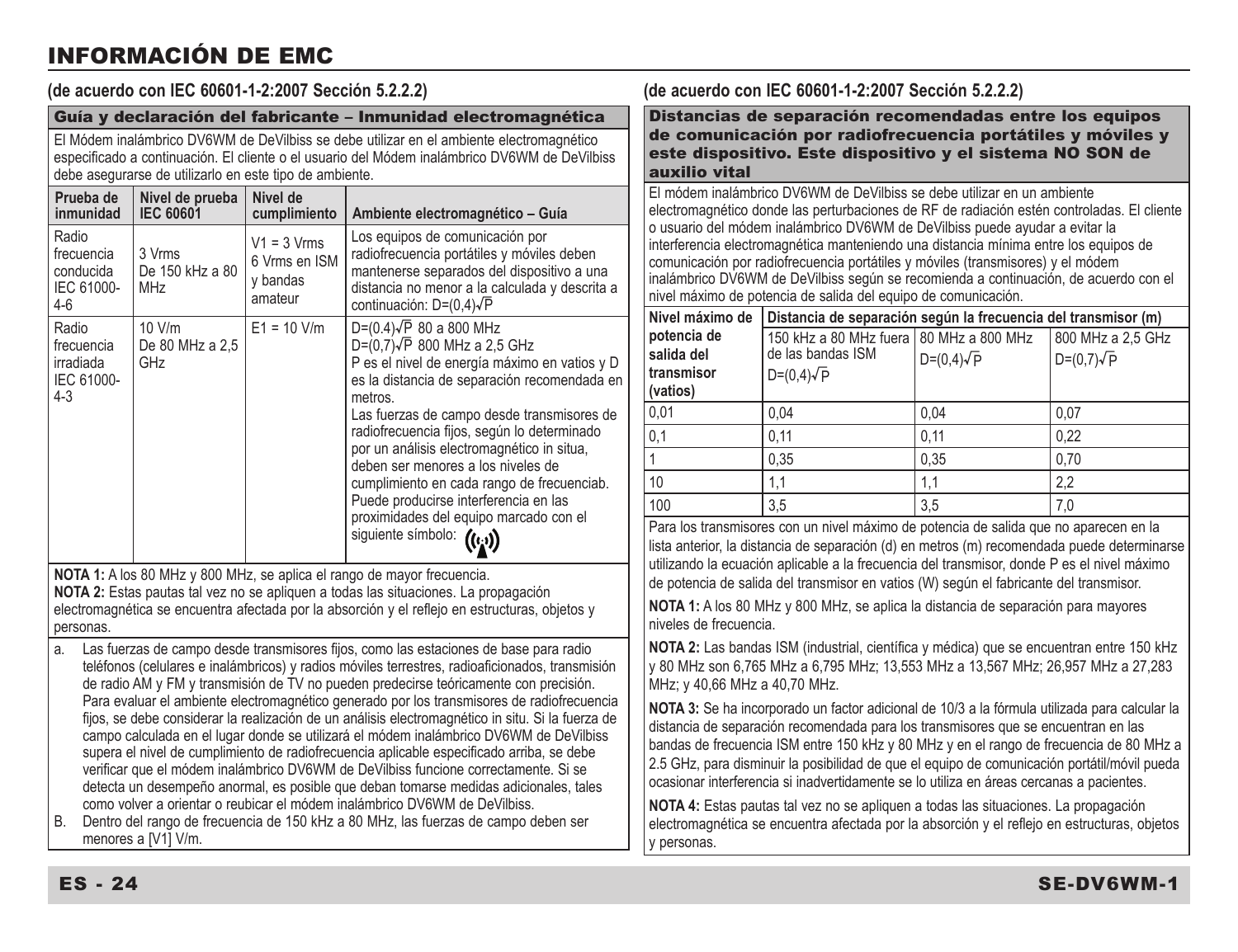# INFORMACIÓN DE EMC

**(de acuerdo con IEC 60601-1-2:2007 Sección 5.2.2.2)**

## Guía y declaración del fabricante – Inmunidad electromagnética

El Módem inalámbrico DV6WM de DeVilbiss se debe utilizar en el ambiente electromagnético especificado a continuación. El cliente o el usuario del Módem inalámbrico DV6WM de DeVilbiss debe asegurarse de utilizarlo en este tipo de ambiente.

| Prueba de inmunidad | Nivel de prueba IEC 60601 | Nivel de cumplimiento | Ambiente electromagnético – Guía |
| --- | --- | --- | --- |
| Radio frecuencia conducida IEC 61000-4-6 | 3 Vrms De 150 kHz a 80 MHz | V1 = 3 Vrms 6 Vrms en ISM y bandas amateur | Los equipos de comunicación por radiofrecuencia portátiles y móviles deben mantenerse separados del dispositivo a una distancia no menor a la calculada y descrita a continuación: $D=(0,4)\sqrt{P}$ |
| Radio frecuencia irradiada IEC 61000-4-3 | 10 V/m De 80 MHz a 2,5 GHz | E1 = 10 V/m | $D=(0.4)\sqrt{P}$ 80 a 800 MHz<br>$D=(0,7)\sqrt{P}$ 800 MHz a 2,5 GHz<br>P es el nivel de energía máximo en vatios y D es la distancia de separación recomendada en metros.<br>Las fuerzas de campo desde transmisores de radiofrecuencia fijos, según lo determinado por un análisis electromagnético in situa, deben ser menores a los niveles de cumplimiento en cada rango de frecuenciab.<br>Puede producirse interferencia en las proximidades del equipo marcado con el siguiente símbolo: |

**NOTA 1:** A los 80 MHz y 800 MHz, se aplica el rango de mayor frecuencia.
**NOTA 2:** Estas pautas tal vez no se apliquen a todas las situaciones. La propagación electromagnética se encuentra afectada por la absorción y el reflejo en estructuras, objetos y personas.

a. Las fuerzas de campo desde transmisores fijos, como las estaciones de base para radio teléfonos (celulares e inalámbricos) y radios móviles terrestres, radioaficionados, transmisión de radio AM y FM y transmisión de TV no pueden predecirse teóricamente con precisión. Para evaluar el ambiente electromagnético generado por los transmisores de radiofrecuencia fijos, se debe considerar la realización de un análisis electromagnético in situ. Si la fuerza de campo calculada en el lugar donde se utilizará el módem inalámbrico DV6WM de DeVilbiss supera el nivel de cumplimiento de radiofrecuencia aplicable especificado arriba, se debe verificar que el módem inalámbrico DV6WM de DeVilbiss funcione correctamente. Si se detecta un desempeño anormal, es posible que deban tomarse medidas adicionales, tales como volver a orientar o reubicar el módem inalámbrico DV6WM de DeVilbiss.

B. Dentro del rango de frecuencia de 150 kHz a 80 MHz, las fuerzas de campo deben ser menores a [V1] V/m.

**(de acuerdo con IEC 60601-1-2:2007 Sección 5.2.2.2)**

## Distancias de separación recomendadas entre los equipos de comunicación por radiofrecuencia portátiles y móviles y este dispositivo. Este dispositivo y el sistema NO SON de auxilio vital

El módem inalámbrico DV6WM de DeVilbiss se debe utilizar en un ambiente electromagnético donde las perturbaciones de RF de radiación estén controladas. El cliente o usuario del módem inalámbrico DV6WM de DeVilbiss puede ayudar a evitar la interferencia electromagnética manteniendo una distancia mínima entre los equipos de comunicación por radiofrecuencia portátiles y móviles (transmisores) y el módem inalámbrico DV6WM de DeVilbiss según se recomienda a continuación, de acuerdo con el nivel máximo de potencia de salida del equipo de comunicación.

| Nivel máximo de potencia de salida del transmisor (vatios) | Distancia de separación según la frecuencia del transmisor (m) | | |
| --- | --- | --- | --- |
| | 150 kHz a 80 MHz fuera de las bandas ISM $D=(0,4)\sqrt{P}$ | 80 MHz a 800 MHz $D=(0,4)\sqrt{P}$ | 800 MHz a 2,5 GHz $D=(0,7)\sqrt{P}$ |
| 0,01 | 0,04 | 0,04 | 0,07 |
| 0,1 | 0,11 | 0,11 | 0,22 |
| 1 | 0,35 | 0,35 | 0,70 |
| 10 | 1,1 | 1,1 | 2,2 |
| 100 | 3,5 | 3,5 | 7,0 |

Para los transmisores con un nivel máximo de potencia de salida que no aparecen en la lista anterior, la distancia de separación (d) en metros (m) recomendada puede determinarse utilizando la ecuación aplicable a la frecuencia del transmisor, donde P es el nivel máximo de potencia de salida del transmisor en vatios (W) según el fabricante del transmisor.

**NOTA 1:** A los 80 MHz y 800 MHz, se aplica la distancia de separación para mayores niveles de frecuencia.

**NOTA 2:** Las bandas ISM (industrial, científica y médica) que se encuentran entre 150 kHz y 80 MHz son 6,765 MHz a 6,795 MHz; 13,553 MHz a 13,567 MHz; 26,957 MHz a 27,283 MHz; y 40,66 MHz a 40,70 MHz.

**NOTA 3:** Se ha incorporado un factor adicional de 10/3 a la fórmula utilizada para calcular la distancia de separación recomendada para los transmisores que se encuentran en las bandas de frecuencia ISM entre 150 kHz y 80 MHz y en el rango de frecuencia de 80 MHz a 2.5 GHz, para disminuir la posibilidad de que el equipo de comunicación portátil/móvil pueda ocasionar interferencia si inadvertidamente se lo utiliza en áreas cercanas a pacientes.

**NOTA 4:** Estas pautas tal vez no se apliquen a todas las situaciones. La propagación electromagnética se encuentra afectada por la absorción y el reflejo en estructuras, objetos y personas.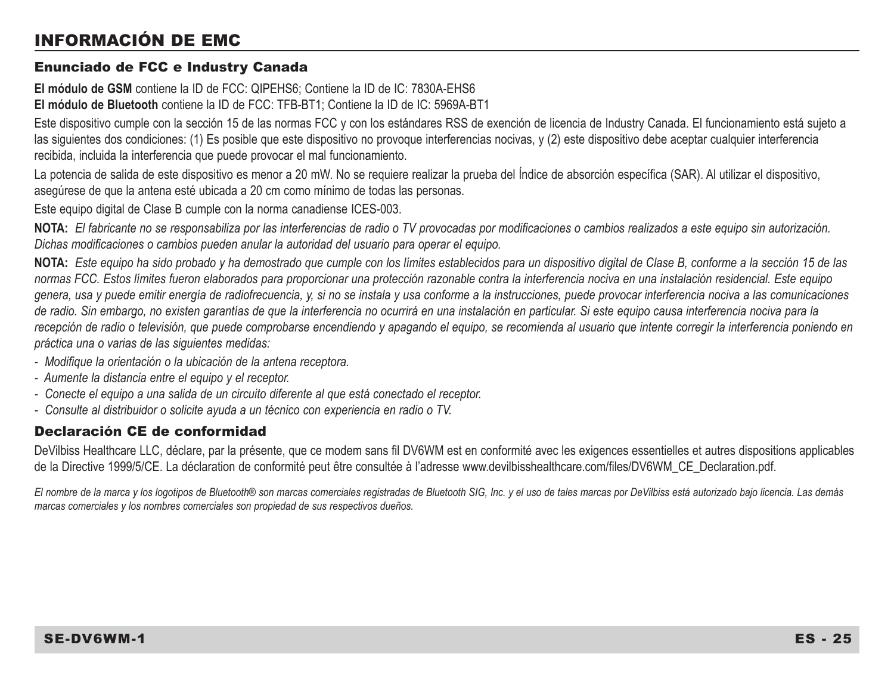# INFORMACIÓN DE EMC

## Enunciado de FCC e Industry Canada

**El módulo de GSM** contiene la ID de FCC: QIPEHS6; Contiene la ID de IC: 7830A-EHS6
**El módulo de Bluetooth** contiene la ID de FCC: TFB-BT1; Contiene la ID de IC: 5969A-BT1

Este dispositivo cumple con la sección 15 de las normas FCC y con los estándares RSS de exención de licencia de Industry Canada. El funcionamiento está sujeto a las siguientes dos condiciones: (1) Es posible que este dispositivo no provoque interferencias nocivas, y (2) este dispositivo debe aceptar cualquier interferencia recibida, incluida la interferencia que puede provocar el mal funcionamiento.

La potencia de salida de este dispositivo es menor a 20 mW. No se requiere realizar la prueba del Índice de absorción específica (SAR). Al utilizar el dispositivo, asegúrese de que la antena esté ubicada a 20 cm como mínimo de todas las personas.

Este equipo digital de Clase B cumple con la norma canadiense ICES-003.

**NOTA:** *El fabricante no se responsabiliza por las interferencias de radio o TV provocadas por modificaciones o cambios realizados a este equipo sin autorización. Dichas modificaciones o cambios pueden anular la autoridad del usuario para operar el equipo.*

**NOTA:** *Este equipo ha sido probado y ha demostrado que cumple con los límites establecidos para un dispositivo digital de Clase B, conforme a la sección 15 de las normas FCC. Estos límites fueron elaborados para proporcionar una protección razonable contra la interferencia nociva en una instalación residencial. Este equipo genera, usa y puede emitir energía de radiofrecuencia, y, si no se instala y usa conforme a la instrucciones, puede provocar interferencia nociva a las comunicaciones de radio. Sin embargo, no existen garantías de que la interferencia no ocurrirá en una instalación en particular. Si este equipo causa interferencia nociva para la recepción de radio o televisión, que puede comprobarse encendiendo y apagando el equipo, se recomienda al usuario que intente corregir la interferencia poniendo en práctica una o varias de las siguientes medidas:*

- *Modifique la orientación o la ubicación de la antena receptora.*
- *Aumente la distancia entre el equipo y el receptor.*
- *Conecte el equipo a una salida de un circuito diferente al que está conectado el receptor.*
- *Consulte al distribuidor o solicite ayuda a un técnico con experiencia en radio o TV.*

## Declaración CE de conformidad

DeVilbiss Healthcare LLC, déclare, par la présente, que ce modem sans fil DV6WM est en conformité avec les exigences essentielles et autres dispositions applicables de la Directive 1999/5/CE. La déclaration de conformité peut être consultée à l'adresse www.devilbisshealthcare.com/files/DV6WM_CE_Declaration.pdf.

*El nombre de la marca y los logotipos de Bluetooth® son marcas comerciales registradas de Bluetooth SIG, Inc. y el uso de tales marcas por DeVilbiss está autorizado bajo licencia. Las demás marcas comerciales y los nombres comerciales son propiedad de sus respectivos dueños.*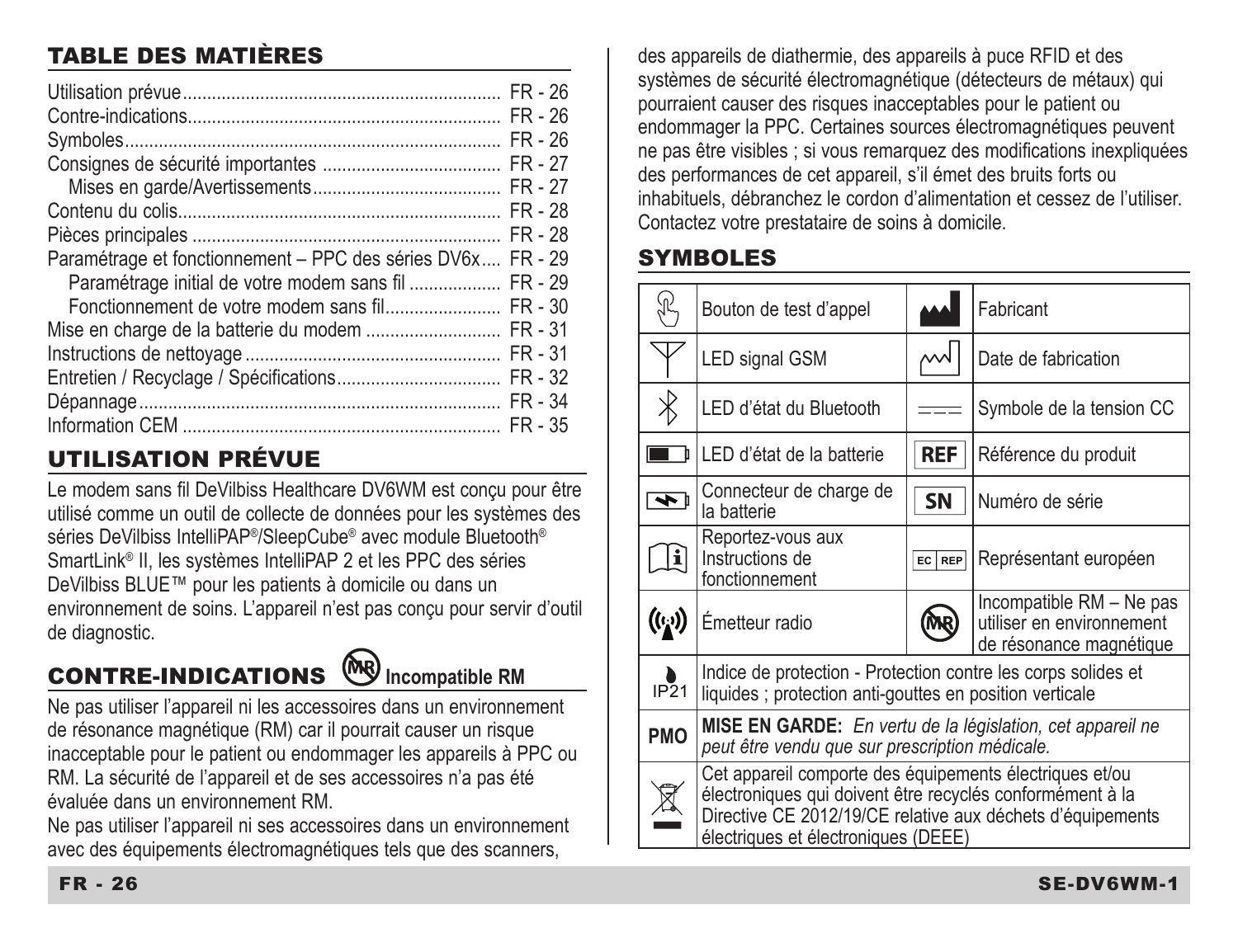## TABLE DES MATIÈRES

| | |
|---|---|
| Utilisation prévue | FR - 26 |
| Contre-indications | FR - 26 |
| Symboles | FR - 26 |
| Consignes de sécurité importantes | FR - 27 |
| Mises en garde/Avertissements | FR - 27 |
| Contenu du colis | FR - 28 |
| Pièces principales | FR - 28 |
| Paramétrage et fonctionnement – PPC des séries DV6x | FR - 29 |
| Paramétrage initial de votre modem sans fil | FR - 29 |
| Fonctionnement de votre modem sans fil | FR - 30 |
| Mise en charge de la batterie du modem | FR - 31 |
| Instructions de nettoyage | FR - 31 |
| Entretien / Recyclage / Spécifications | FR - 32 |
| Dépannage | FR - 34 |
| Information CEM | FR - 35 |

## UTILISATION PRÉVUE

Le modem sans fil DeVilbiss Healthcare DV6WM est conçu pour être utilisé comme un outil de collecte de données pour les systèmes des séries DeVilbiss IntelliPAP®/SleepCube® avec module Bluetooth® SmartLink® II, les systèmes IntelliPAP 2 et les PPC des séries DeVilbiss BLUE™ pour les patients à domicile ou dans un environnement de soins. L'appareil n'est pas conçu pour servir d'outil de diagnostic.

## CONTRE-INDICATIONS **Incompatible RM**

Ne pas utiliser l'appareil ni les accessoires dans un environnement de résonance magnétique (RM) car il pourrait causer un risque inacceptable pour le patient ou endommager les appareils à PPC ou RM. La sécurité de l'appareil et de ses accessoires n'a pas été évaluée dans un environnement RM.

Ne pas utiliser l'appareil ni ses accessoires dans un environnement avec des équipements électromagnétiques tels que des scanners, des appareils de diathermie, des appareils à puce RFID et des systèmes de sécurité électromagnétique (détecteurs de métaux) qui pourraient causer des risques inacceptables pour le patient ou endommager la PPC. Certaines sources électromagnétiques peuvent ne pas être visibles ; si vous remarquez des modifications inexpliquées des performances de cet appareil, s'il émet des bruits forts ou inhabituels, débranchez le cordon d'alimentation et cessez de l'utiliser. Contactez votre prestataire de soins à domicile.

## SYMBOLES

| Symbole | Description | Symbole | Description |
|---|---|---|---|
| | Bouton de test d'appel | | Fabricant |
| | LED signal GSM | | Date de fabrication |
| | LED d'état du Bluetooth | | Symbole de la tension CC |
| | LED d'état de la batterie | REF | Référence du produit |
| | Connecteur de charge de la batterie | SN | Numéro de série |
| | Reportez-vous aux Instructions de fonctionnement | EC REP | Représentant européen |
| | Émetteur radio | MR | Incompatible RM – Ne pas utiliser en environnement de résonance magnétique |
| IP21 | Indice de protection - Protection contre les corps solides et liquides ; protection anti-gouttes en position verticale | | |
| PMO | **MISE EN GARDE:** *En vertu de la législation, cet appareil ne peut être vendu que sur prescription médicale.* | | |
| | Cet appareil comporte des équipements électriques et/ou électroniques qui doivent être recyclés conformément à la Directive CE 2012/19/CE relative aux déchets d'équipements électriques et électroniques (DEEE) | | |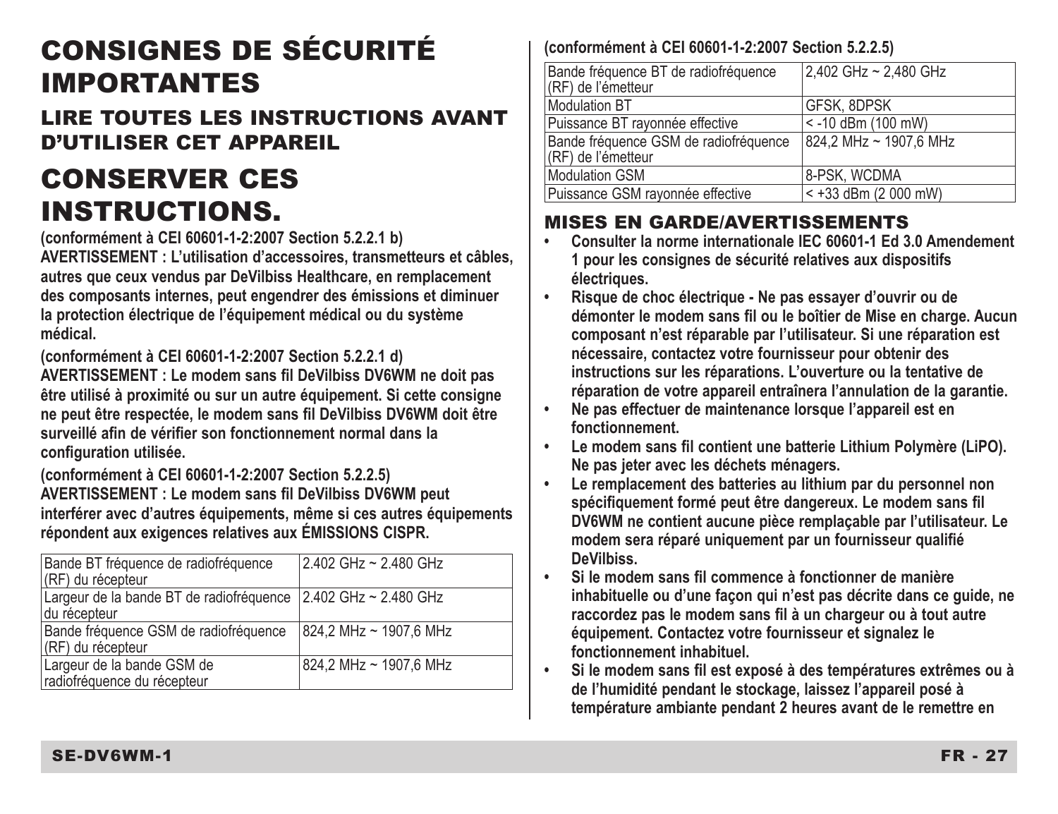# CONSIGNES DE SÉCURITÉ IMPORTANTES

## LIRE TOUTES LES INSTRUCTIONS AVANT D'UTILISER CET APPAREIL

# CONSERVER CES INSTRUCTIONS.

**(conformément à CEI 60601-1-2:2007 Section 5.2.2.1 b)**
**AVERTISSEMENT : L'utilisation d'accessoires, transmetteurs et câbles, autres que ceux vendus par DeVilbiss Healthcare, en remplacement des composants internes, peut engendrer des émissions et diminuer la protection électrique de l'équipement médical ou du système médical.**

**(conformément à CEI 60601-1-2:2007 Section 5.2.2.1 d)**
**AVERTISSEMENT : Le modem sans fil DeVilbiss DV6WM ne doit pas être utilisé à proximité ou sur un autre équipement. Si cette consigne ne peut être respectée, le modem sans fil DeVilbiss DV6WM doit être surveillé afin de vérifier son fonctionnement normal dans la configuration utilisée.**

**(conformément à CEI 60601-1-2:2007 Section 5.2.2.5)**
**AVERTISSEMENT : Le modem sans fil DeVilbiss DV6WM peut interférer avec d'autres équipements, même si ces autres équipements répondent aux exigences relatives aux ÉMISSIONS CISPR.**

| | |
|---|---|
| Bande BT fréquence de radiofréquence (RF) du récepteur | 2.402 GHz ~ 2.480 GHz |
| Largeur de la bande BT de radiofréquence du récepteur | 2.402 GHz ~ 2.480 GHz |
| Bande fréquence GSM de radiofréquence (RF) du récepteur | 824,2 MHz ~ 1907,6 MHz |
| Largeur de la bande GSM de radiofréquence du récepteur | 824,2 MHz ~ 1907,6 MHz |

**(conformément à CEI 60601-1-2:2007 Section 5.2.2.5)**

| | |
|---|---|
| Bande fréquence BT de radiofréquence (RF) de l'émetteur | 2,402 GHz ~ 2,480 GHz |
| Modulation BT | GFSK, 8DPSK |
| Puissance BT rayonnée effective | < -10 dBm (100 mW) |
| Bande fréquence GSM de radiofréquence (RF) de l'émetteur | 824,2 MHz ~ 1907,6 MHz |
| Modulation GSM | 8-PSK, WCDMA |
| Puissance GSM rayonnée effective | < +33 dBm (2 000 mW) |

## MISES EN GARDE/AVERTISSEMENTS

- **Consulter la norme internationale IEC 60601-1 Ed 3.0 Amendement 1 pour les consignes de sécurité relatives aux dispositifs électriques.**
- **Risque de choc électrique - Ne pas essayer d'ouvrir ou de démonter le modem sans fil ou le boîtier de Mise en charge. Aucun composant n'est réparable par l'utilisateur. Si une réparation est nécessaire, contactez votre fournisseur pour obtenir des instructions sur les réparations. L'ouverture ou la tentative de réparation de votre appareil entraînera l'annulation de la garantie.**
- **Ne pas effectuer de maintenance lorsque l'appareil est en fonctionnement.**
- **Le modem sans fil contient une batterie Lithium Polymère (LiPO). Ne pas jeter avec les déchets ménagers.**
- **Le remplacement des batteries au lithium par du personnel non spécifiquement formé peut être dangereux. Le modem sans fil DV6WM ne contient aucune pièce remplaçable par l'utilisateur. Le modem sera réparé uniquement par un fournisseur qualifié DeVilbiss.**
- **Si le modem sans fil commence à fonctionner de manière inhabituelle ou d'une façon qui n'est pas décrite dans ce guide, ne raccordez pas le modem sans fil à un chargeur ou à tout autre équipement. Contactez votre fournisseur et signalez le fonctionnement inhabituel.**
- **Si le modem sans fil est exposé à des températures extrêmes ou à de l'humidité pendant le stockage, laissez l'appareil posé à température ambiante pendant 2 heures avant de le remettre en**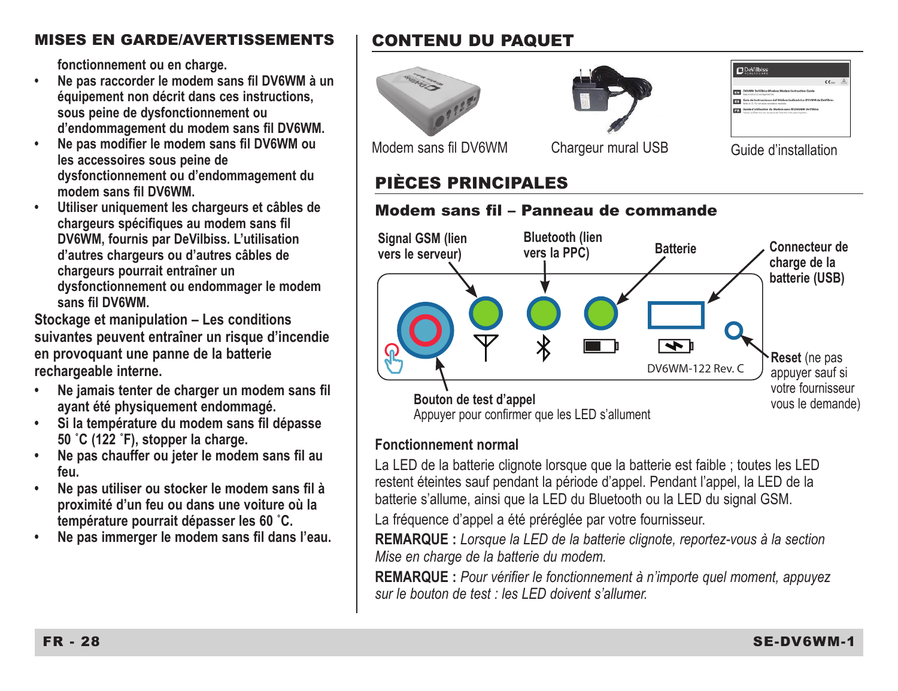## MISES EN GARDE/AVERTISSEMENTS

**fonctionnement ou en charge.**

- **Ne pas raccorder le modem sans fil DV6WM à un équipement non décrit dans ces instructions, sous peine de dysfonctionnement ou d'endommagement du modem sans fil DV6WM.**
- **Ne pas modifier le modem sans fil DV6WM ou les accessoires sous peine de dysfonctionnement ou d'endommagement du modem sans fil DV6WM.**
- **Utiliser uniquement les chargeurs et câbles de chargeurs spécifiques au modem sans fil DV6WM, fournis par DeVilbiss. L'utilisation d'autres chargeurs ou d'autres câbles de chargeurs pourrait entraîner un dysfonctionnement ou endommager le modem sans fil DV6WM.**

**Stockage et manipulation – Les conditions suivantes peuvent entraîner un risque d'incendie en provoquant une panne de la batterie rechargeable interne.**

- **Ne jamais tenter de charger un modem sans fil ayant été physiquement endommagé.**
- **Si la température du modem sans fil dépasse 50 ˚C (122 ˚F), stopper la charge.**
- **Ne pas chauffer ou jeter le modem sans fil au feu.**
- **Ne pas utiliser ou stocker le modem sans fil à proximité d'un feu ou dans une voiture où la température pourrait dépasser les 60 ˚C.**
- **Ne pas immerger le modem sans fil dans l'eau.**

## CONTENU DU PAQUET

Modem sans fil DV6WM

Chargeur mural USB

Guide d'installation

## PIÈCES PRINCIPALES

### Modem sans fil – Panneau de commande

**Signal GSM (lien vers le serveur)**

**Bluetooth (lien vers la PPC)**

**Batterie**

**Connecteur de charge de la batterie (USB)**

**Reset** (ne pas appuyer sauf si votre fournisseur vous le demande)

DV6WM-122 Rev. C

**Bouton de test d'appel**
Appuyer pour confirmer que les LED s'allument

**Fonctionnement normal**

La LED de la batterie clignote lorsque que la batterie est faible ; toutes les LED restent éteintes sauf pendant la période d'appel. Pendant l'appel, la LED de la batterie s'allume, ainsi que la LED du Bluetooth ou la LED du signal GSM.

La fréquence d'appel a été préréglée par votre fournisseur.

**REMARQUE :** *Lorsque la LED de la batterie clignote, reportez-vous à la section Mise en charge de la batterie du modem.*

**REMARQUE :** *Pour vérifier le fonctionnement à n'importe quel moment, appuyez sur le bouton de test : les LED doivent s'allumer.*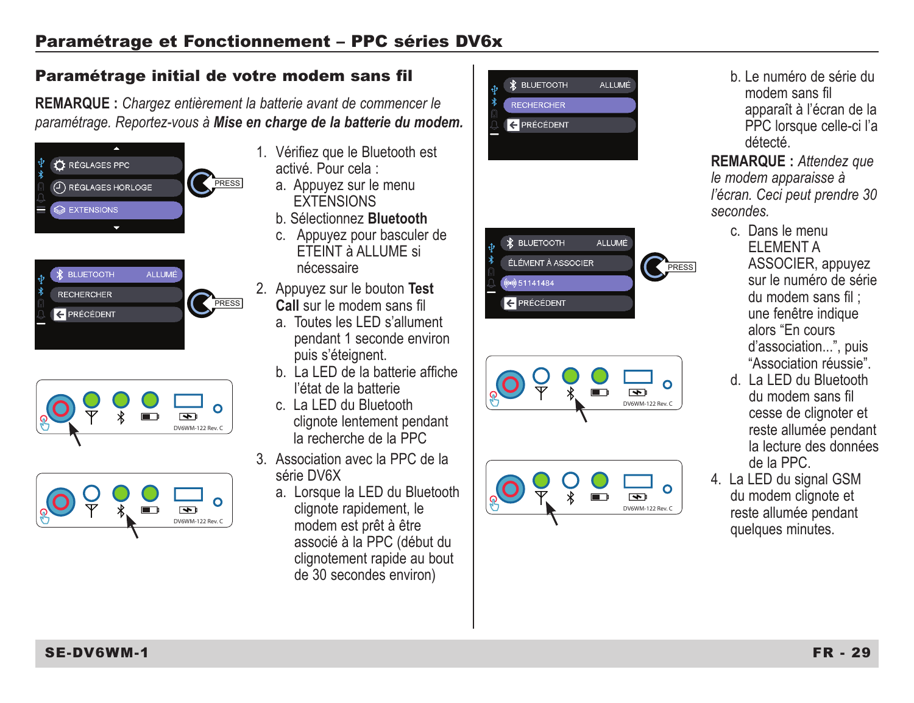## Paramétrage et Fonctionnement – PPC séries DV6x

### Paramétrage initial de votre modem sans fil

**REMARQUE :** *Chargez entièrement la batterie avant de commencer le paramétrage. Reportez-vous à* ***Mise en charge de la batterie du modem.***

1. Vérifiez que le Bluetooth est activé. Pour cela :
   a. Appuyez sur le menu EXTENSIONS
   b. Sélectionnez **Bluetooth**
   c. Appuyez pour basculer de ETEINT à ALLUME si nécessaire
2. Appuyez sur le bouton **Test Call** sur le modem sans fil
   a. Toutes les LED s'allument pendant 1 seconde environ puis s'éteignent.
   b. La LED de la batterie affiche l'état de la batterie
   c. La LED du Bluetooth clignote lentement pendant la recherche de la PPC
3. Association avec la PPC de la série DV6X
   a. Lorsque la LED du Bluetooth clignote rapidement, le modem est prêt à être associé à la PPC (début du clignotement rapide au bout de 30 secondes environ)
   b. Le numéro de série du modem sans fil apparaît à l'écran de la PPC lorsque celle-ci l'a détecté.

   **REMARQUE :** *Attendez que le modem apparaisse à l'écran. Ceci peut prendre 30 secondes.*

   c. Dans le menu ELEMENT A ASSOCIER, appuyez sur le numéro de série du modem sans fil ; une fenêtre indique alors "En cours d'association...", puis "Association réussie".
   d. La LED du Bluetooth du modem sans fil cesse de clignoter et reste allumée pendant la lecture des données de la PPC.
4. La LED du signal GSM du modem clignote et reste allumée pendant quelques minutes.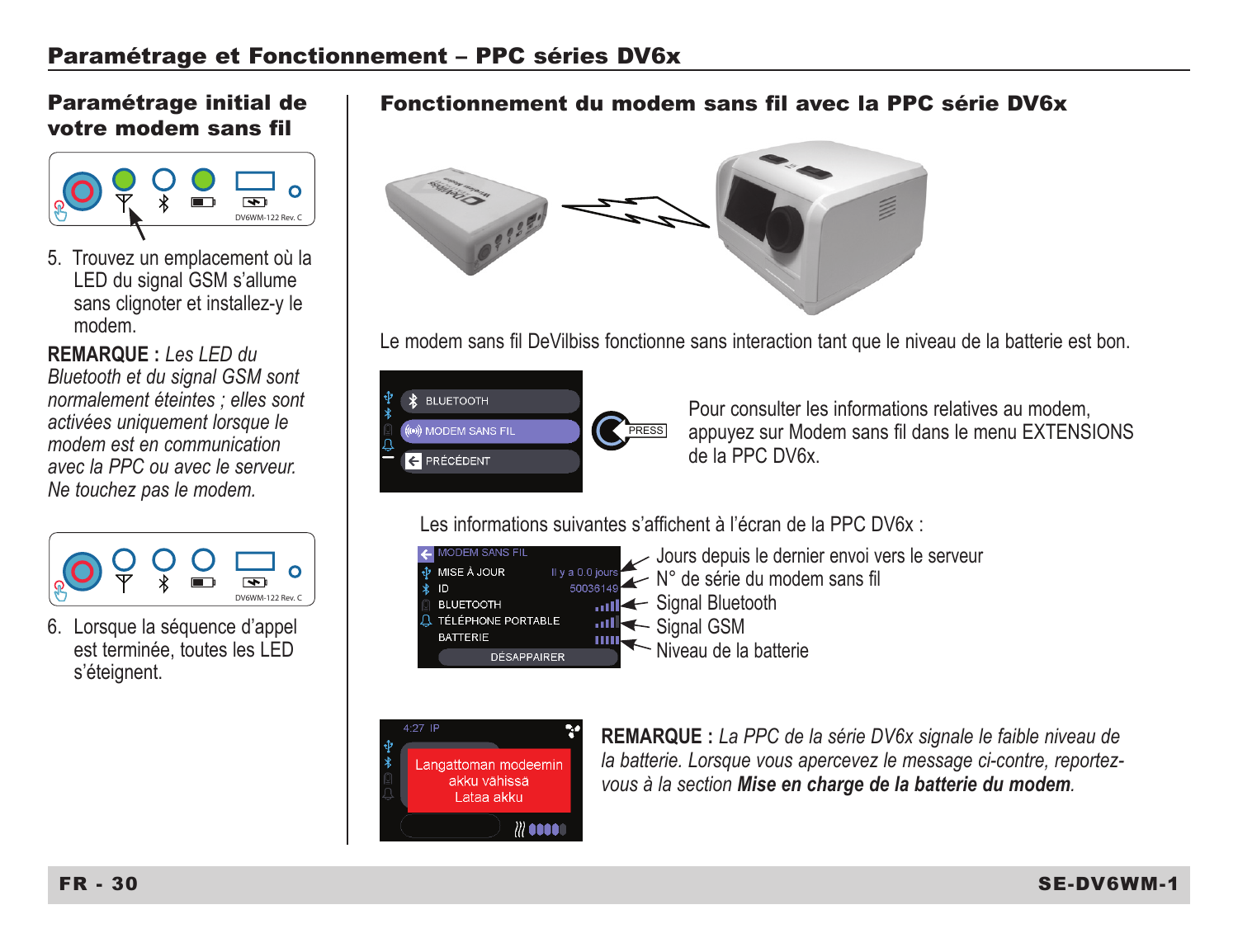# Paramétrage et Fonctionnement – PPC séries DV6x

## Paramétrage initial de votre modem sans fil

5. Trouvez un emplacement où la LED du signal GSM s'allume sans clignoter et installez-y le modem.

**REMARQUE :** *Les LED du Bluetooth et du signal GSM sont normalement éteintes ; elles sont activées uniquement lorsque le modem est en communication avec la PPC ou avec le serveur. Ne touchez pas le modem.*

6. Lorsque la séquence d'appel est terminée, toutes les LED s'éteignent.

## Fonctionnement du modem sans fil avec la PPC série DV6x

Le modem sans fil DeVilbiss fonctionne sans interaction tant que le niveau de la batterie est bon.

Pour consulter les informations relatives au modem, appuyez sur Modem sans fil dans le menu EXTENSIONS de la PPC DV6x.

Les informations suivantes s'affichent à l'écran de la PPC DV6x :

- Jours depuis le dernier envoi vers le serveur
- N° de série du modem sans fil
- Signal Bluetooth
- Signal GSM
- Niveau de la batterie

**REMARQUE :** *La PPC de la série DV6x signale le faible niveau de la batterie. Lorsque vous apercevez le message ci-contre, reportez-vous à la section* ***Mise en charge de la batterie du modem****.*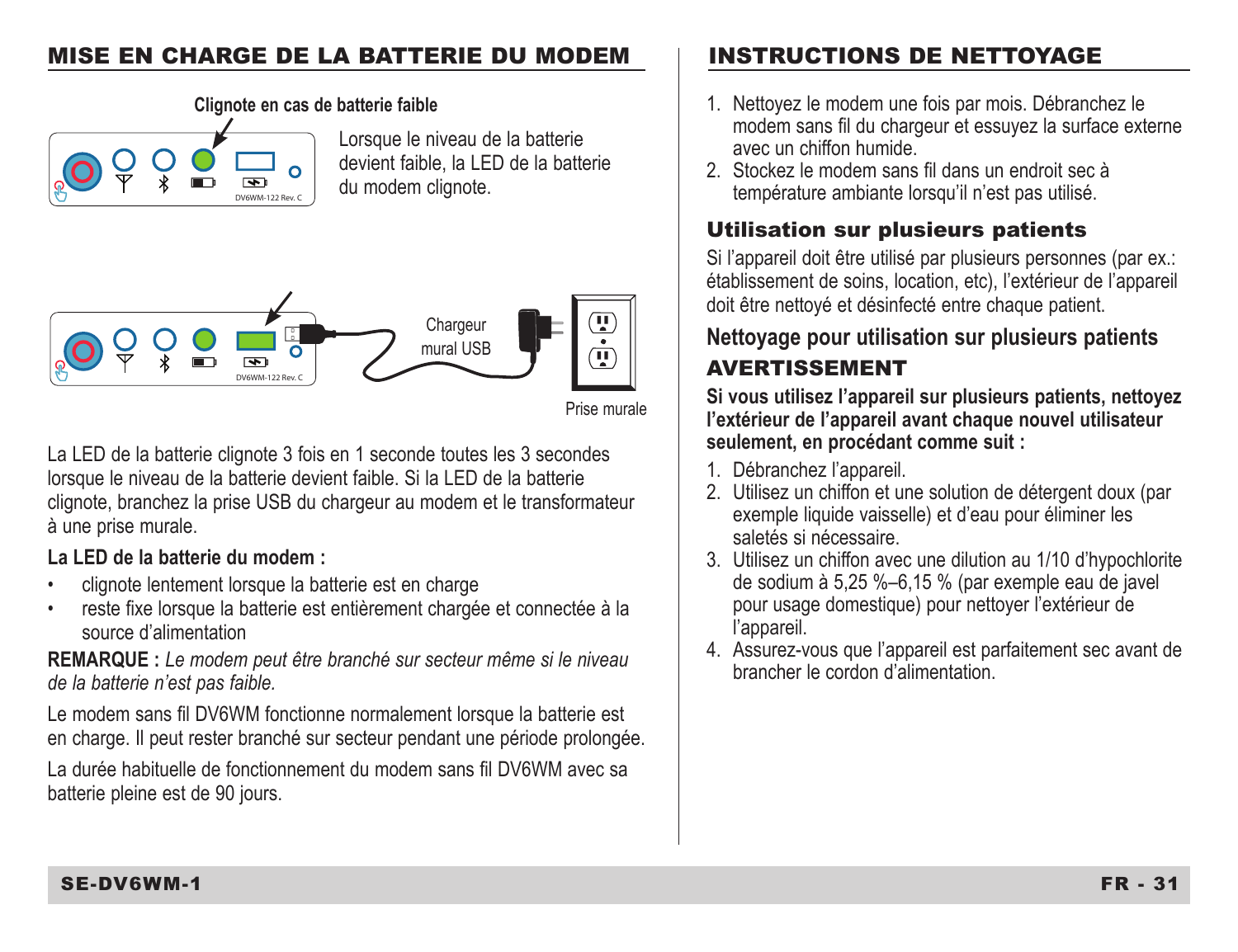## MISE EN CHARGE DE LA BATTERIE DU MODEM

**Clignote en cas de batterie faible**

Lorsque le niveau de la batterie devient faible, la LED de la batterie du modem clignote.

DV6WM-122 Rev. C

Chargeur mural USB

Prise murale

La LED de la batterie clignote 3 fois en 1 seconde toutes les 3 secondes lorsque le niveau de la batterie devient faible. Si la LED de la batterie clignote, branchez la prise USB du chargeur au modem et le transformateur à une prise murale.

**La LED de la batterie du modem :**

- clignote lentement lorsque la batterie est en charge
- reste fixe lorsque la batterie est entièrement chargée et connectée à la source d'alimentation

**REMARQUE :** *Le modem peut être branché sur secteur même si le niveau de la batterie n'est pas faible.*

Le modem sans fil DV6WM fonctionne normalement lorsque la batterie est en charge. Il peut rester branché sur secteur pendant une période prolongée.

La durée habituelle de fonctionnement du modem sans fil DV6WM avec sa batterie pleine est de 90 jours.

## INSTRUCTIONS DE NETTOYAGE

1. Nettoyez le modem une fois par mois. Débranchez le modem sans fil du chargeur et essuyez la surface externe avec un chiffon humide.
2. Stockez le modem sans fil dans un endroit sec à température ambiante lorsqu'il n'est pas utilisé.

### Utilisation sur plusieurs patients

Si l'appareil doit être utilisé par plusieurs personnes (par ex.: établissement de soins, location, etc), l'extérieur de l'appareil doit être nettoyé et désinfecté entre chaque patient.

### Nettoyage pour utilisation sur plusieurs patients

### AVERTISSEMENT

**Si vous utilisez l'appareil sur plusieurs patients, nettoyez l'extérieur de l'appareil avant chaque nouvel utilisateur seulement, en procédant comme suit :**

1. Débranchez l'appareil.
2. Utilisez un chiffon et une solution de détergent doux (par exemple liquide vaisselle) et d'eau pour éliminer les saletés si nécessaire.
3. Utilisez un chiffon avec une dilution au 1/10 d'hypochlorite de sodium à 5,25 %–6,15 % (par exemple eau de javel pour usage domestique) pour nettoyer l'extérieur de l'appareil.
4. Assurez-vous que l'appareil est parfaitement sec avant de brancher le cordon d'alimentation.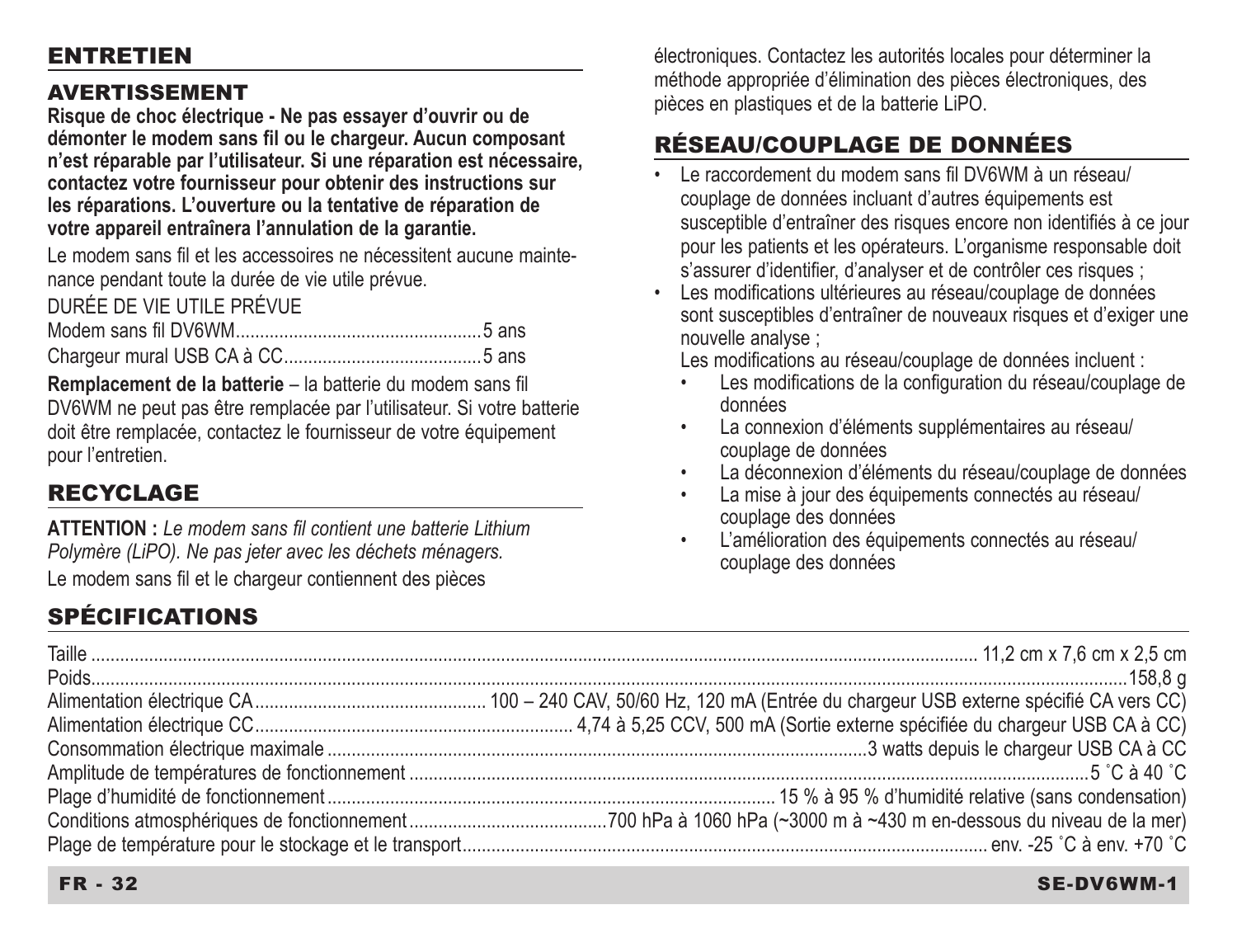## ENTRETIEN

### AVERTISSEMENT

**Risque de choc électrique - Ne pas essayer d'ouvrir ou de démonter le modem sans fil ou le chargeur. Aucun composant n'est réparable par l'utilisateur. Si une réparation est nécessaire, contactez votre fournisseur pour obtenir des instructions sur les réparations. L'ouverture ou la tentative de réparation de votre appareil entraînera l'annulation de la garantie.**

Le modem sans fil et les accessoires ne nécessitent aucune maintenance pendant toute la durée de vie utile prévue.

DURÉE DE VIE UTILE PRÉVUE

Modem sans fil DV6WM.................................................5 ans

Chargeur mural USB CA à CC........................................5 ans

**Remplacement de la batterie** – la batterie du modem sans fil DV6WM ne peut pas être remplacée par l'utilisateur. Si votre batterie doit être remplacée, contactez le fournisseur de votre équipement pour l'entretien.

## RECYCLAGE

**ATTENTION :** *Le modem sans fil contient une batterie Lithium Polymère (LiPO). Ne pas jeter avec les déchets ménagers.*

Le modem sans fil et le chargeur contiennent des pièces électroniques. Contactez les autorités locales pour déterminer la méthode appropriée d'élimination des pièces électroniques, des pièces en plastiques et de la batterie LiPO.

## RÉSEAU/COUPLAGE DE DONNÉES

- Le raccordement du modem sans fil DV6WM à un réseau/couplage de données incluant d'autres équipements est susceptible d'entraîner des risques encore non identifiés à ce jour pour les patients et les opérateurs. L'organisme responsable doit s'assurer d'identifier, d'analyser et de contrôler ces risques ;
- Les modifications ultérieures au réseau/couplage de données sont susceptibles d'entraîner de nouveaux risques et d'exiger une nouvelle analyse ;

  Les modifications au réseau/couplage de données incluent :
  - Les modifications de la configuration du réseau/couplage de données
  - La connexion d'éléments supplémentaires au réseau/couplage de données
  - La déconnexion d'éléments du réseau/couplage de données
  - La mise à jour des équipements connectés au réseau/couplage des données
  - L'amélioration des équipements connectés au réseau/couplage des données

## SPÉCIFICATIONS

| | |
|---|---|
| Taille | 11,2 cm x 7,6 cm x 2,5 cm |
| Poids | 158,8 g |
| Alimentation électrique CA | 100 – 240 CAV, 50/60 Hz, 120 mA (Entrée du chargeur USB externe spécifié CA vers CC) |
| Alimentation électrique CC | 4,74 à 5,25 CCV, 500 mA (Sortie externe spécifiée du chargeur USB CA à CC) |
| Consommation électrique maximale | 3 watts depuis le chargeur USB CA à CC |
| Amplitude de températures de fonctionnement | 5 ˚C à 40 ˚C |
| Plage d'humidité de fonctionnement | 15 % à 95 % d'humidité relative (sans condensation) |
| Conditions atmosphériques de fonctionnement | 700 hPa à 1060 hPa (~3000 m à ~430 m en-dessous du niveau de la mer) |
| Plage de température pour le stockage et le transport | env. -25 ˚C à env. +70 ˚C |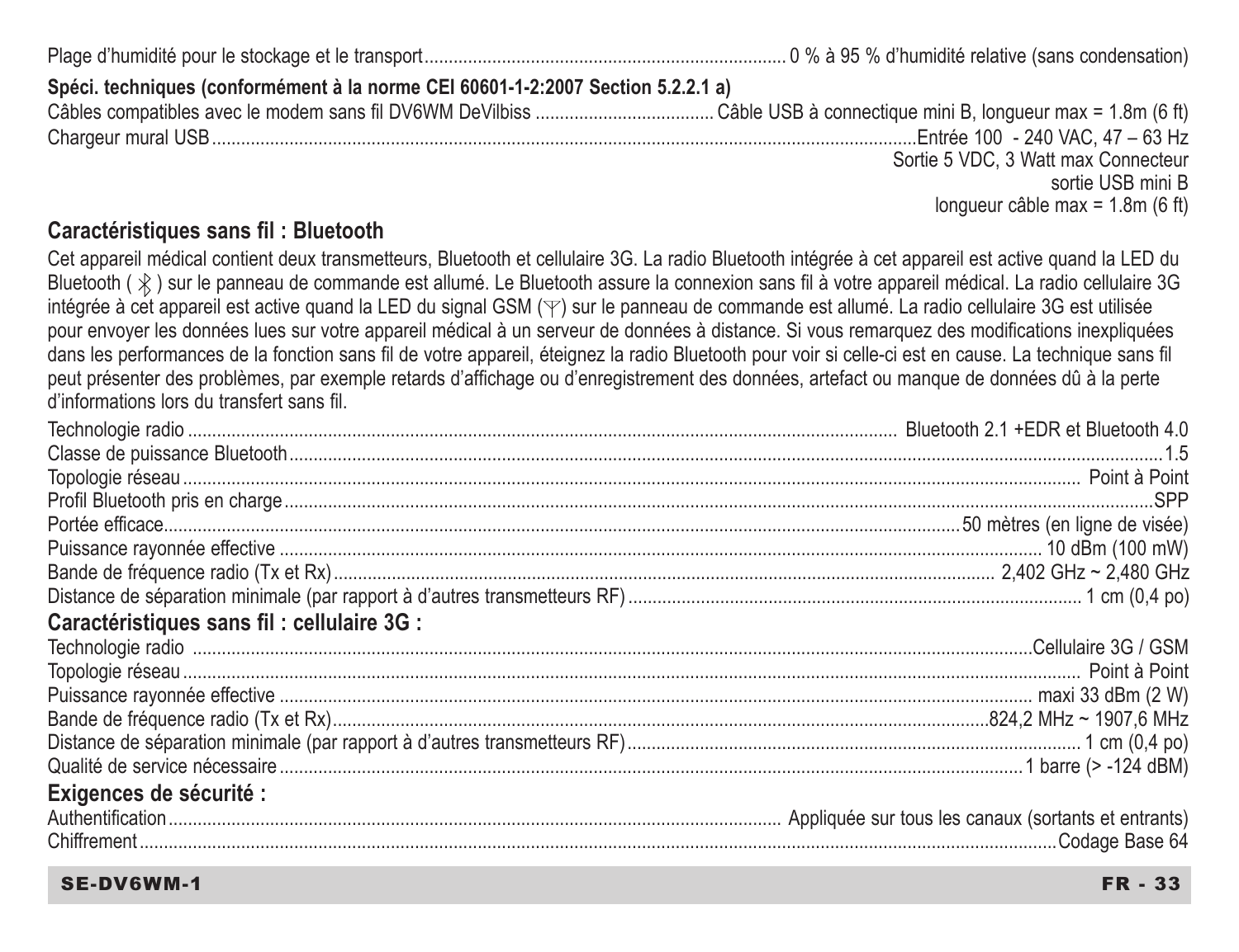Plage d'humidité pour le stockage et le transport ........ 0 % à 95 % d'humidité relative (sans condensation)

**Spéci. techniques (conformément à la norme CEI 60601-1-2:2007 Section 5.2.2.1 a)**

Câbles compatibles avec le modem sans fil DV6WM DeVilbiss ........ Câble USB à connectique mini B, longueur max = 1.8m (6 ft)

Chargeur mural USB ........ Entrée 100 - 240 VAC, 47 – 63 Hz
Sortie 5 VDC, 3 Watt max Connecteur
sortie USB mini B
longueur câble max = 1.8m (6 ft)

## Caractéristiques sans fil : Bluetooth

Cet appareil médical contient deux transmetteurs, Bluetooth et cellulaire 3G. La radio Bluetooth intégrée à cet appareil est active quand la LED du Bluetooth ( ᛒ ) sur le panneau de commande est allumé. Le Bluetooth assure la connexion sans fil à votre appareil médical. La radio cellulaire 3G intégrée à cet appareil est active quand la LED du signal GSM (Y) sur le panneau de commande est allumé. La radio cellulaire 3G est utilisée pour envoyer les données lues sur votre appareil médical à un serveur de données à distance. Si vous remarquez des modifications inexpliquées dans les performances de la fonction sans fil de votre appareil, éteignez la radio Bluetooth pour voir si celle-ci est en cause. La technique sans fil peut présenter des problèmes, par exemple retards d'affichage ou d'enregistrement des données, artefact ou manque de données dû à la perte d'informations lors du transfert sans fil.

Technologie radio ........ Bluetooth 2.1 +EDR et Bluetooth 4.0
Classe de puissance Bluetooth ........ 1.5
Topologie réseau ........ Point à Point
Profil Bluetooth pris en charge ........ SPP
Portée efficace ........ 50 mètres (en ligne de visée)
Puissance rayonnée effective ........ 10 dBm (100 mW)
Bande de fréquence radio (Tx et Rx) ........ 2,402 GHz ~ 2,480 GHz
Distance de séparation minimale (par rapport à d'autres transmetteurs RF) ........ 1 cm (0,4 po)

## Caractéristiques sans fil : cellulaire 3G :

Technologie radio ........ Cellulaire 3G / GSM
Topologie réseau ........ Point à Point
Puissance rayonnée effective ........ maxi 33 dBm (2 W)
Bande de fréquence radio (Tx et Rx) ........ 824,2 MHz ~ 1907,6 MHz
Distance de séparation minimale (par rapport à d'autres transmetteurs RF) ........ 1 cm (0,4 po)
Qualité de service nécessaire ........ 1 barre (> -124 dBM)

## Exigences de sécurité :

Authentification ........ Appliquée sur tous les canaux (sortants et entrants)
Chiffrement ........ Codage Base 64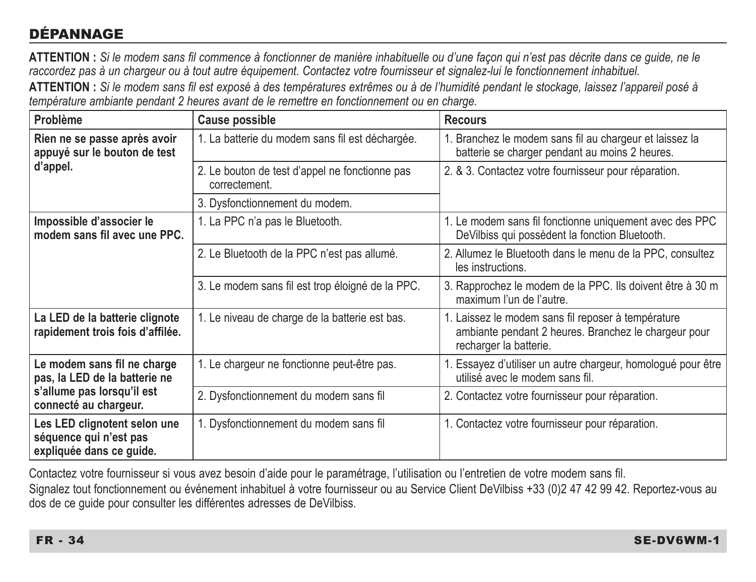## DÉPANNAGE

**ATTENTION :** *Si le modem sans fil commence à fonctionner de manière inhabituelle ou d'une façon qui n'est pas décrite dans ce guide, ne le raccordez pas à un chargeur ou à tout autre équipement. Contactez votre fournisseur et signalez-lui le fonctionnement inhabituel.*

**ATTENTION :** *Si le modem sans fil est exposé à des températures extrêmes ou à de l'humidité pendant le stockage, laissez l'appareil posé à température ambiante pendant 2 heures avant de le remettre en fonctionnement ou en charge.*

| Problème | Cause possible | Recours |
|---|---|---|
| **Rien ne se passe après avoir appuyé sur le bouton de test d'appel.** | 1. La batterie du modem sans fil est déchargée. | 1. Branchez le modem sans fil au chargeur et laissez la batterie se charger pendant au moins 2 heures. |
| | 2. Le bouton de test d'appel ne fonctionne pas correctement. | 2. & 3. Contactez votre fournisseur pour réparation. |
| | 3. Dysfonctionnement du modem. | |
| **Impossible d'associer le modem sans fil avec une PPC.** | 1. La PPC n'a pas le Bluetooth. | 1. Le modem sans fil fonctionne uniquement avec des PPC DeVilbiss qui possèdent la fonction Bluetooth. |
| | 2. Le Bluetooth de la PPC n'est pas allumé. | 2. Allumez le Bluetooth dans le menu de la PPC, consultez les instructions. |
| | 3. Le modem sans fil est trop éloigné de la PPC. | 3. Rapprochez le modem de la PPC. Ils doivent être à 30 m maximum l'un de l'autre. |
| **La LED de la batterie clignote rapidement trois fois d'affilée.** | 1. Le niveau de charge de la batterie est bas. | 1. Laissez le modem sans fil reposer à température ambiante pendant 2 heures. Branchez le chargeur pour recharger la batterie. |
| **Le modem sans fil ne charge pas, la LED de la batterie ne s'allume pas lorsqu'il est connecté au chargeur.** | 1. Le chargeur ne fonctionne peut-être pas. | 1. Essayez d'utiliser un autre chargeur, homologué pour être utilisé avec le modem sans fil. |
| | 2. Dysfonctionnement du modem sans fil | 2. Contactez votre fournisseur pour réparation. |
| **Les LED clignotent selon une séquence qui n'est pas expliquée dans ce guide.** | 1. Dysfonctionnement du modem sans fil | 1. Contactez votre fournisseur pour réparation. |

Contactez votre fournisseur si vous avez besoin d'aide pour le paramétrage, l'utilisation ou l'entretien de votre modem sans fil.

Signalez tout fonctionnement ou événement inhabituel à votre fournisseur ou au Service Client DeVilbiss +33 (0)2 47 42 99 42. Reportez-vous au dos de ce guide pour consulter les différentes adresses de DeVilbiss.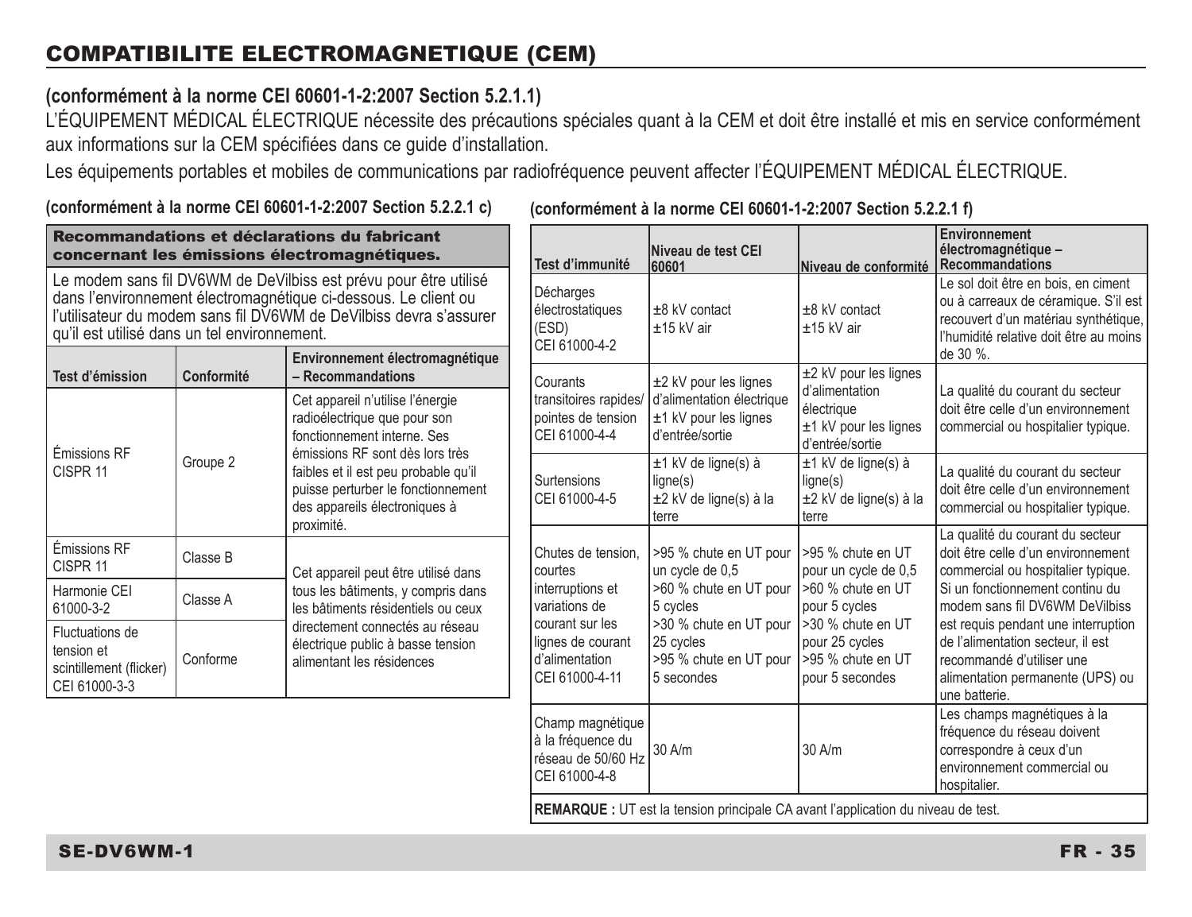# COMPATIBILITE ELECTROMAGNETIQUE (CEM)

**(conformément à la norme CEI 60601-1-2:2007 Section 5.2.1.1)**

L'ÉQUIPEMENT MÉDICAL ÉLECTRIQUE nécessite des précautions spéciales quant à la CEM et doit être installé et mis en service conformément aux informations sur la CEM spécifiées dans ce guide d'installation.

Les équipements portables et mobiles de communications par radiofréquence peuvent affecter l'ÉQUIPEMENT MÉDICAL ÉLECTRIQUE.

**(conformément à la norme CEI 60601-1-2:2007 Section 5.2.2.1 c)**

| **Recommandations et déclarations du fabricant concernant les émissions électromagnétiques.** | | |
|---|---|---|
| Le modem sans fil DV6WM de DeVilbiss est prévu pour être utilisé dans l'environnement électromagnétique ci-dessous. Le client ou l'utilisateur du modem sans fil DV6WM de DeVilbiss devra s'assurer qu'il est utilisé dans un tel environnement. | | |
| **Test d'émission** | **Conformité** | **Environnement électromagnétique – Recommandations** |
| Émissions RF CISPR 11 | Groupe 2 | Cet appareil n'utilise l'énergie radioélectrique que pour son fonctionnement interne. Ses émissions RF sont dès lors très faibles et il est peu probable qu'il puisse perturber le fonctionnement des appareils électroniques à proximité. |
| Émissions RF CISPR 11 | Classe B | Cet appareil peut être utilisé dans tous les bâtiments, y compris dans les bâtiments résidentiels ou ceux directement connectés au réseau électrique public à basse tension alimentant les résidences |
| Harmonie CEI 61000-3-2 | Classe A | |
| Fluctuations de tension et scintillement (flicker) CEI 61000-3-3 | Conforme | |

**(conformément à la norme CEI 60601-1-2:2007 Section 5.2.2.1 f)**

| Test d'immunité | Niveau de test CEI 60601 | Niveau de conformité | Environnement électromagnétique – Recommandations |
|---|---|---|---|
| Décharges électrostatiques (ESD) CEI 61000-4-2 | ±8 kV contact<br>±15 kV air | ±8 kV contact<br>±15 kV air | Le sol doit être en bois, en ciment ou à carreaux de céramique. S'il est recouvert d'un matériau synthétique, l'humidité relative doit être au moins de 30 %. |
| Courants transitoires rapides/ pointes de tension CEI 61000-4-4 | ±2 kV pour les lignes d'alimentation électrique<br>±1 kV pour les lignes d'entrée/sortie | ±2 kV pour les lignes d'alimentation électrique<br>±1 kV pour les lignes d'entrée/sortie | La qualité du courant du secteur doit être celle d'un environnement commercial ou hospitalier typique. |
| Surtensions CEI 61000-4-5 | ±1 kV de ligne(s) à ligne(s)<br>±2 kV de ligne(s) à la terre | ±1 kV de ligne(s) à ligne(s)<br>±2 kV de ligne(s) à la terre | La qualité du courant du secteur doit être celle d'un environnement commercial ou hospitalier typique. |
| Chutes de tension, courtes interruptions et variations de courant sur les lignes de courant d'alimentation CEI 61000-4-11 | >95 % chute en UT pour un cycle de 0,5<br>>60 % chute en UT pour 5 cycles<br>>30 % chute en UT pour 25 cycles<br>>95 % chute en UT pour 5 secondes | >95 % chute en UT pour un cycle de 0,5<br>>60 % chute en UT pour 5 cycles<br>>30 % chute en UT pour 25 cycles<br>>95 % chute en UT pour 5 secondes | La qualité du courant du secteur doit être celle d'un environnement commercial ou hospitalier typique. Si un fonctionnement continu du modem sans fil DV6WM DeVilbiss est requis pendant une interruption de l'alimentation secteur, il est recommandé d'utiliser une alimentation permanente (UPS) ou une batterie. |
| Champ magnétique à la fréquence du réseau de 50/60 Hz CEI 61000-4-8 | 30 A/m | 30 A/m | Les champs magnétiques à la fréquence du réseau doivent correspondre à ceux d'un environnement commercial ou hospitalier. |
| **REMARQUE :** UT est la tension principale CA avant l'application du niveau de test. | | | |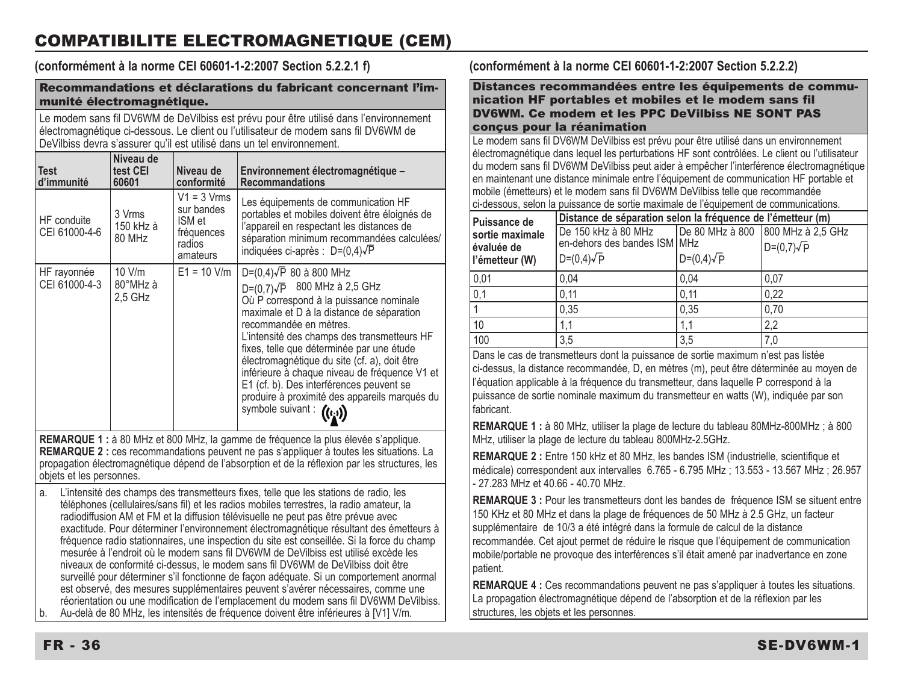# COMPATIBILITE ELECTROMAGNETIQUE (CEM)

**(conformément à la norme CEI 60601-1-2:2007 Section 5.2.2.1 f)**

**Recommandations et déclarations du fabricant concernant l'immunité électromagnétique.**

Le modem sans fil DV6WM de DeVilbiss est prévu pour être utilisé dans l'environnement électromagnétique ci-dessous. Le client ou l'utilisateur de modem sans fil DV6WM de DeVilbiss devra s'assurer qu'il est utilisé dans un tel environnement.

| Test d'immunité | Niveau de test CEI 60601 | Niveau de conformité | Environnement électromagnétique – Recommandations |
|---|---|---|---|
| HF conduite CEI 61000-4-6 | 3 Vrms 150 kHz à 80 MHz | V1 = 3 Vrms sur bandes ISM et fréquences radios amateurs | Les équipements de communication HF portables et mobiles doivent être éloignés de l'appareil en respectant les distances de séparation minimum recommandées calculées/indiquées ci-après : $D=(0,4)\sqrt{P}$ |
| HF rayonnée CEI 61000-4-3 | 10 V/m 80°MHz à 2,5 GHz | E1 = 10 V/m | $D=(0,4)\sqrt{P}$ 80 à 800 MHz<br>$D=(0,7)\sqrt{P}$ 800 MHz à 2,5 GHz<br>Où P correspond à la puissance nominale maximale et D à la distance de séparation recommandée en mètres.<br>L'intensité des champs des transmetteurs HF fixes, telle que déterminée par une étude électromagnétique du site (cf. a), doit être inférieure à chaque niveau de fréquence V1 et E1 (cf. b). Des interférences peuvent se produire à proximité des appareils marqués du symbole suivant : |

**REMARQUE 1 :** à 80 MHz et 800 MHz, la gamme de fréquence la plus élevée s'applique.
**REMARQUE 2 :** ces recommandations peuvent ne pas s'appliquer à toutes les situations. La propagation électromagnétique dépend de l'absorption et de la réflexion par les structures, les objets et les personnes.

a. L'intensité des champs des transmetteurs fixes, telle que les stations de radio, les téléphones (cellulaires/sans fil) et les radios mobiles terrestres, la radio amateur, la radiodiffusion AM et FM et la diffusion télévisuelle ne peut pas être prévue avec exactitude. Pour déterminer l'environnement électromagnétique résultant des émetteurs à fréquence radio stationnaires, une inspection du site est conseillée. Si la force du champ mesurée à l'endroit où le modem sans fil DV6WM de DeVilbiss est utilisé excède les niveaux de conformité ci-dessus, le modem sans fil DV6WM de DeVilbiss doit être surveillé pour déterminer s'il fonctionne de façon adéquate. Si un comportement anormal est observé, des mesures supplémentaires peuvent s'avérer nécessaires, comme une réorientation ou une modification de l'emplacement du modem sans fil DV6WM DeVilbiss.
b. Au-delà de 80 MHz, les intensités de fréquence doivent être inférieures à [V1] V/m.

**(conformément à la norme CEI 60601-1-2:2007 Section 5.2.2.2)**

**Distances recommandées entre les équipements de communication HF portables et mobiles et le modem sans fil DV6WM. Ce modem et les PPC DeVilbiss NE SONT PAS conçus pour la réanimation**

Le modem sans fil DV6WM DeVilbiss est prévu pour être utilisé dans un environnement électromagnétique dans lequel les perturbations HF sont contrôlées. Le client ou l'utilisateur du modem sans fil DV6WM DeVilbiss peut aider à empêcher l'interférence électromagnétique en maintenant une distance minimale entre l'équipement de communication HF portable et mobile (émetteurs) et le modem sans fil DV6WM DeVilbiss telle que recommandée ci-dessous, selon la puissance de sortie maximale de l'équipement de communications.

| Puissance de sortie maximale évaluée de l'émetteur (W) | Distance de séparation selon la fréquence de l'émetteur (m) | | |
|---|---|---|---|
| | De 150 kHz à 80 MHz en-dehors des bandes ISM $D=(0,4)\sqrt{P}$ | De 80 MHz à 800 MHz $D=(0,4)\sqrt{P}$ | 800 MHz à 2,5 GHz $D=(0,7)\sqrt{P}$ |
| 0,01 | 0,04 | 0,04 | 0,07 |
| 0,1 | 0,11 | 0,11 | 0,22 |
| 1 | 0,35 | 0,35 | 0,70 |
| 10 | 1,1 | 1,1 | 2,2 |
| 100 | 3,5 | 3,5 | 7,0 |

Dans le cas de transmetteurs dont la puissance de sortie maximum n'est pas listée ci-dessus, la distance recommandée, D, en mètres (m), peut être déterminée au moyen de l'équation applicable à la fréquence du transmetteur, dans laquelle P correspond à la puissance de sortie nominale maximum du transmetteur en watts (W), indiquée par son fabricant.

**REMARQUE 1 :** à 80 MHz, utiliser la plage de lecture du tableau 80MHz-800MHz ; à 800 MHz, utiliser la plage de lecture du tableau 800MHz-2.5GHz.

**REMARQUE 2 :** Entre 150 kHz et 80 MHz, les bandes ISM (industrielle, scientifique et médicale) correspondent aux intervalles 6.765 - 6.795 MHz ; 13.553 - 13.567 MHz ; 26.957 - 27.283 MHz et 40.66 - 40.70 MHz.

**REMARQUE 3 :** Pour les transmetteurs dont les bandes de fréquence ISM se situent entre 150 KHz et 80 MHz et dans la plage de fréquences de 50 MHz à 2.5 GHz, un facteur supplémentaire de 10/3 a été intégré dans la formule de calcul de la distance recommandée. Cet ajout permet de réduire le risque que l'équipement de communication mobile/portable ne provoque des interférences s'il était amené par inadvertance en zone patient.

**REMARQUE 4 :** Ces recommandations peuvent ne pas s'appliquer à toutes les situations. La propagation électromagnétique dépend de l'absorption et de la réflexion par les structures, les objets et les personnes.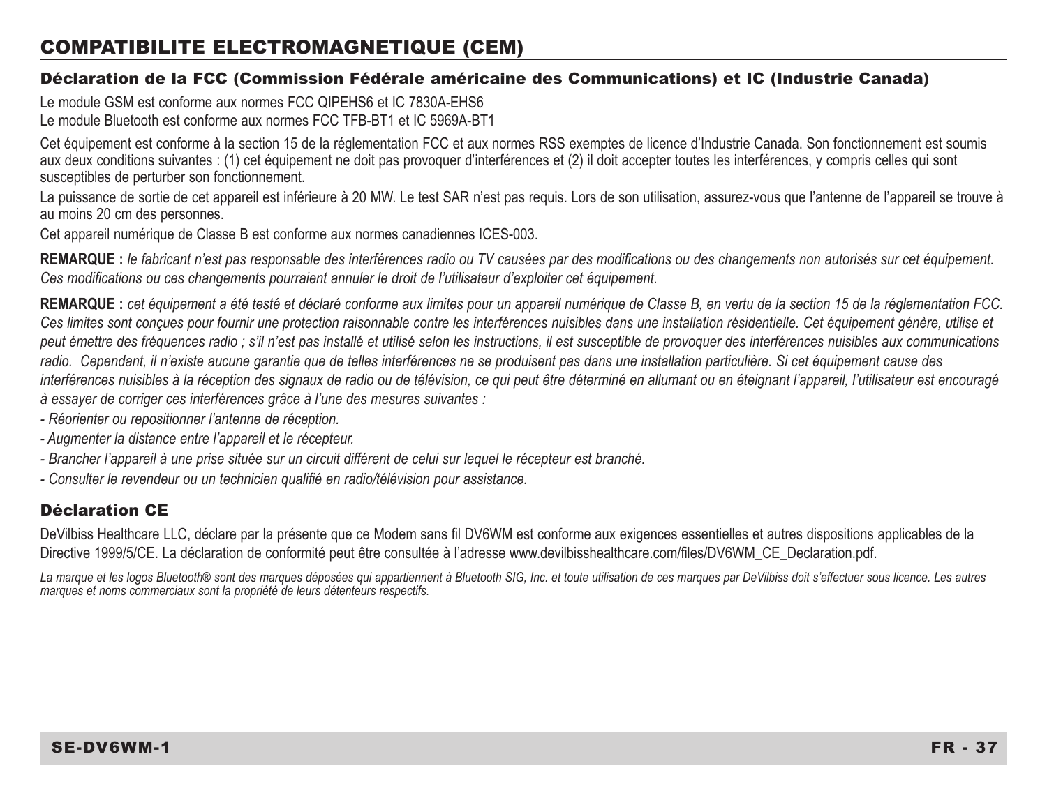# COMPATIBILITE ELECTROMAGNETIQUE (CEM)

## Déclaration de la FCC (Commission Fédérale américaine des Communications) et IC (Industrie Canada)

Le module GSM est conforme aux normes FCC QIPEHS6 et IC 7830A-EHS6
Le module Bluetooth est conforme aux normes FCC TFB-BT1 et IC 5969A-BT1

Cet équipement est conforme à la section 15 de la réglementation FCC et aux normes RSS exemptes de licence d'Industrie Canada. Son fonctionnement est soumis aux deux conditions suivantes : (1) cet équipement ne doit pas provoquer d'interférences et (2) il doit accepter toutes les interférences, y compris celles qui sont susceptibles de perturber son fonctionnement.

La puissance de sortie de cet appareil est inférieure à 20 MW. Le test SAR n'est pas requis. Lors de son utilisation, assurez-vous que l'antenne de l'appareil se trouve à au moins 20 cm des personnes.

Cet appareil numérique de Classe B est conforme aux normes canadiennes ICES-003.

**REMARQUE :** *le fabricant n'est pas responsable des interférences radio ou TV causées par des modifications ou des changements non autorisés sur cet équipement. Ces modifications ou ces changements pourraient annuler le droit de l'utilisateur d'exploiter cet équipement.*

**REMARQUE :** *cet équipement a été testé et déclaré conforme aux limites pour un appareil numérique de Classe B, en vertu de la section 15 de la réglementation FCC. Ces limites sont conçues pour fournir une protection raisonnable contre les interférences nuisibles dans une installation résidentielle. Cet équipement génère, utilise et peut émettre des fréquences radio ; s'il n'est pas installé et utilisé selon les instructions, il est susceptible de provoquer des interférences nuisibles aux communications radio. Cependant, il n'existe aucune garantie que de telles interférences ne se produisent pas dans une installation particulière. Si cet équipement cause des interférences nuisibles à la réception des signaux de radio ou de télévision, ce qui peut être déterminé en allumant ou en éteignant l'appareil, l'utilisateur est encouragé à essayer de corriger ces interférences grâce à l'une des mesures suivantes :*

- *Réorienter ou repositionner l'antenne de réception.*
- *Augmenter la distance entre l'appareil et le récepteur.*
- *Brancher l'appareil à une prise située sur un circuit différent de celui sur lequel le récepteur est branché.*
- *Consulter le revendeur ou un technicien qualifié en radio/télévision pour assistance.*

## Déclaration CE

DeVilbiss Healthcare LLC, déclare par la présente que ce Modem sans fil DV6WM est conforme aux exigences essentielles et autres dispositions applicables de la Directive 1999/5/CE. La déclaration de conformité peut être consultée à l'adresse www.devilbisshealthcare.com/files/DV6WM_CE_Declaration.pdf.

*La marque et les logos Bluetooth® sont des marques déposées qui appartiennent à Bluetooth SIG, Inc. et toute utilisation de ces marques par DeVilbiss doit s'effectuer sous licence. Les autres marques et noms commerciaux sont la propriété de leurs détenteurs respectifs.*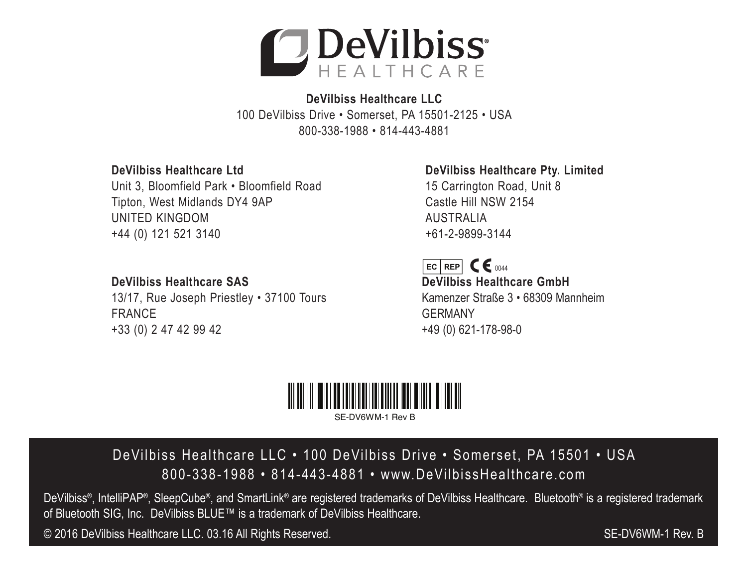DeVilbiss® HEALTHCARE

**DeVilbiss Healthcare LLC**
100 DeVilbiss Drive • Somerset, PA 15501-2125 • USA
800-338-1988 • 814-443-4881

**DeVilbiss Healthcare Ltd**
Unit 3, Bloomfield Park • Bloomfield Road
Tipton, West Midlands DY4 9AP
UNITED KINGDOM
+44 (0) 121 521 3140

**DeVilbiss Healthcare Pty. Limited**
15 Carrington Road, Unit 8
Castle Hill NSW 2154
AUSTRALIA
+61-2-9899-3144

**DeVilbiss Healthcare SAS**
13/17, Rue Joseph Priestley • 37100 Tours
FRANCE
+33 (0) 2 47 42 99 42

EC REP CE 0044
**DeVilbiss Healthcare GmbH**
Kamenzer Straße 3 • 68309 Mannheim
GERMANY
+49 (0) 621-178-98-0

SE-DV6WM-1 Rev B

DeVilbiss Healthcare LLC • 100 DeVilbiss Drive • Somerset, PA 15501 • USA
800-338-1988 • 814-443-4881 • www.DeVilbissHealthcare.com

DeVilbiss®, IntelliPAP®, SleepCube®, and SmartLink® are registered trademarks of DeVilbiss Healthcare. Bluetooth® is a registered trademark of Bluetooth SIG, Inc. DeVilbiss BLUE™ is a trademark of DeVilbiss Healthcare.

© 2016 DeVilbiss Healthcare LLC. 03.16 All Rights Reserved.

SE-DV6WM-1 Rev. B